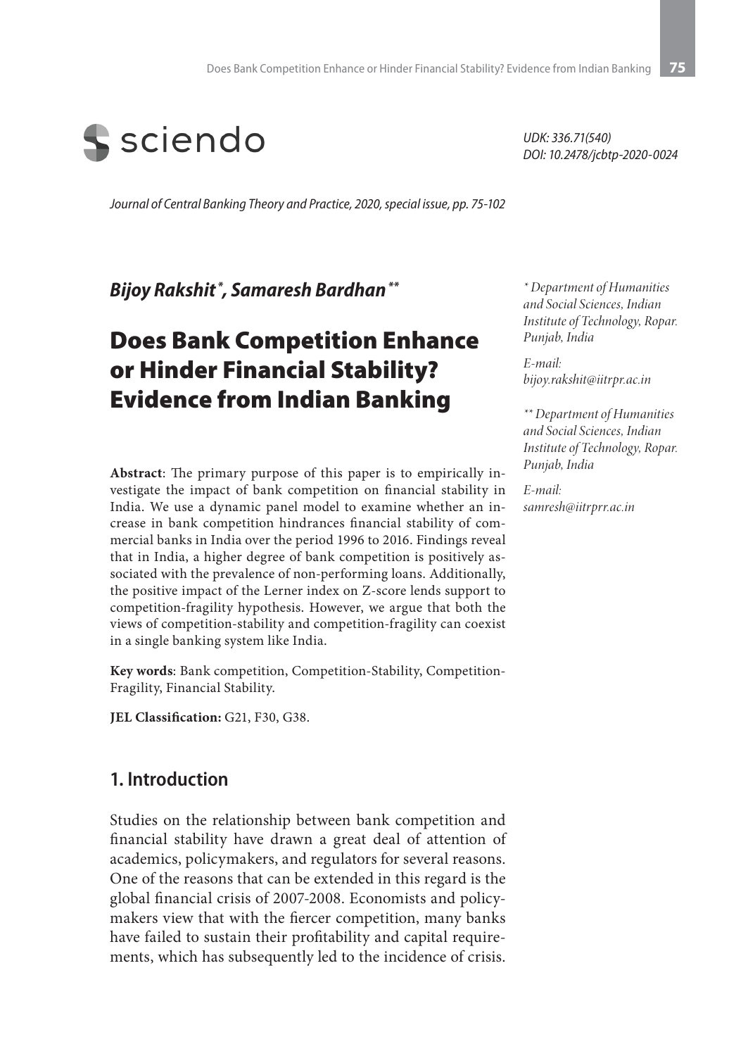UDK: 336.71(540)
DOI: 10.2478/jcbtp-2020-0024

*Journal of Central Banking Theory and Practice, 2020, special issue, pp. 75-102*

***Bijoy Rakshit* [\*], *Samaresh Bardhan* [\*\*]**

# Does Bank Competition Enhance or Hinder Financial Stability? Evidence from Indian Banking

*[\*] Department of Humanities and Social Sciences, Indian Institute of Technology, Ropar. Punjab, India*

*E-mail: bijoy.rakshit@iitrpr.ac.in*

*[\*\*] Department of Humanities and Social Sciences, Indian Institute of Technology, Ropar. Punjab, India*

*E-mail: samresh@iitrprr.ac.in*

**Abstract**: The primary purpose of this paper is to empirically investigate the impact of bank competition on financial stability in India. We use a dynamic panel model to examine whether an increase in bank competition hindrances financial stability of commercial banks in India over the period 1996 to 2016. Findings reveal that in India, a higher degree of bank competition is positively associated with the prevalence of non-performing loans. Additionally, the positive impact of the Lerner index on Z-score lends support to competition-fragility hypothesis. However, we argue that both the views of competition-stability and competition-fragility can coexist in a single banking system like India.

**Key words**: Bank competition, Competition-Stability, Competition-Fragility, Financial Stability.

**JEL Classification:** G21, F30, G38.

## 1. Introduction

Studies on the relationship between bank competition and financial stability have drawn a great deal of attention of academics, policymakers, and regulators for several reasons. One of the reasons that can be extended in this regard is the global financial crisis of 2007-2008. Economists and policymakers view that with the fiercer competition, many banks have failed to sustain their profitability and capital requirements, which has subsequently led to the incidence of crisis.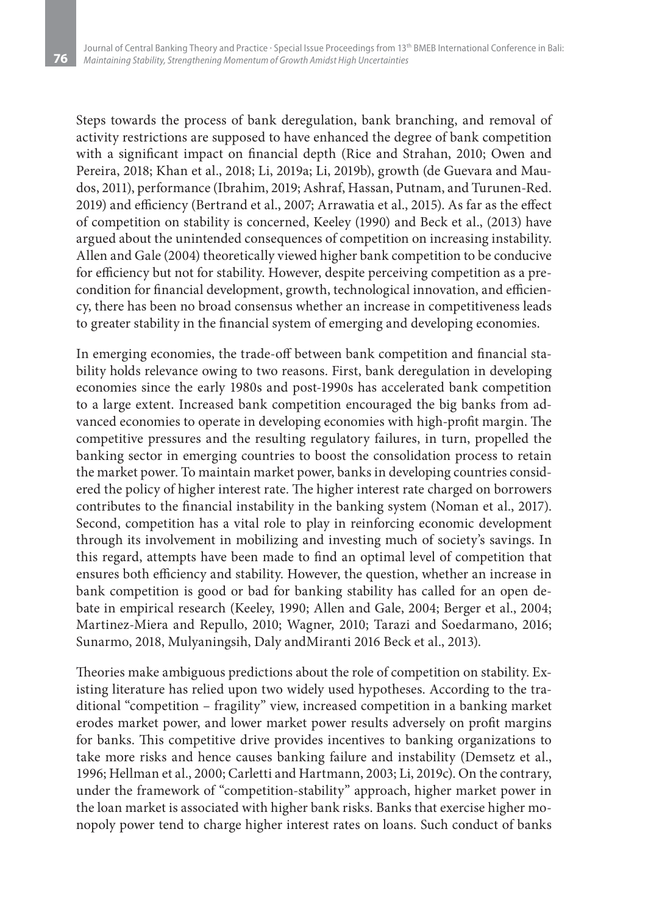Steps towards the process of bank deregulation, bank branching, and removal of activity restrictions are supposed to have enhanced the degree of bank competition with a significant impact on financial depth (Rice and Strahan, 2010; Owen and Pereira, 2018; Khan et al., 2018; Li, 2019a; Li, 2019b), growth (de Guevara and Maudos, 2011), performance (Ibrahim, 2019; Ashraf, Hassan, Putnam, and Turunen-Red. 2019) and efficiency (Bertrand et al., 2007; Arrawatia et al., 2015). As far as the effect of competition on stability is concerned, Keeley (1990) and Beck et al., (2013) have argued about the unintended consequences of competition on increasing instability. Allen and Gale (2004) theoretically viewed higher bank competition to be conducive for efficiency but not for stability. However, despite perceiving competition as a precondition for financial development, growth, technological innovation, and efficiency, there has been no broad consensus whether an increase in competitiveness leads to greater stability in the financial system of emerging and developing economies.

In emerging economies, the trade-off between bank competition and financial stability holds relevance owing to two reasons. First, bank deregulation in developing economies since the early 1980s and post-1990s has accelerated bank competition to a large extent. Increased bank competition encouraged the big banks from advanced economies to operate in developing economies with high-profit margin. The competitive pressures and the resulting regulatory failures, in turn, propelled the banking sector in emerging countries to boost the consolidation process to retain the market power. To maintain market power, banks in developing countries considered the policy of higher interest rate. The higher interest rate charged on borrowers contributes to the financial instability in the banking system (Noman et al., 2017). Second, competition has a vital role to play in reinforcing economic development through its involvement in mobilizing and investing much of society's savings. In this regard, attempts have been made to find an optimal level of competition that ensures both efficiency and stability. However, the question, whether an increase in bank competition is good or bad for banking stability has called for an open debate in empirical research (Keeley, 1990; Allen and Gale, 2004; Berger et al., 2004; Martinez-Miera and Repullo, 2010; Wagner, 2010; Tarazi and Soedarmano, 2016; Sunarmo, 2018, Mulyaningsih, Daly andMiranti 2016 Beck et al., 2013).

Theories make ambiguous predictions about the role of competition on stability. Existing literature has relied upon two widely used hypotheses. According to the traditional "competition – fragility" view, increased competition in a banking market erodes market power, and lower market power results adversely on profit margins for banks. This competitive drive provides incentives to banking organizations to take more risks and hence causes banking failure and instability (Demsetz et al., 1996; Hellman et al., 2000; Carletti and Hartmann, 2003; Li, 2019c). On the contrary, under the framework of "competition-stability" approach, higher market power in the loan market is associated with higher bank risks. Banks that exercise higher monopoly power tend to charge higher interest rates on loans. Such conduct of banks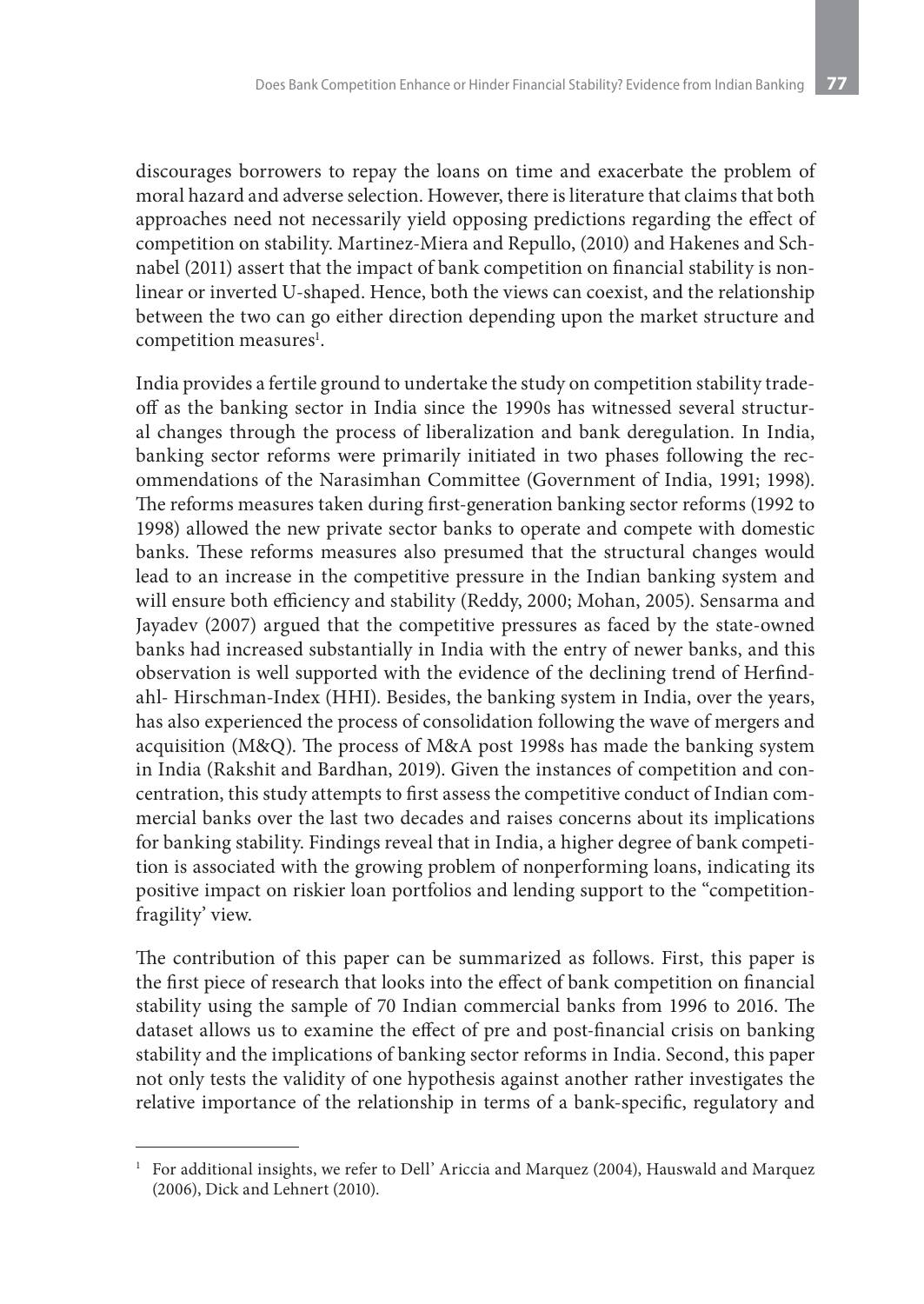discourages borrowers to repay the loans on time and exacerbate the problem of moral hazard and adverse selection. However, there is literature that claims that both approaches need not necessarily yield opposing predictions regarding the effect of competition on stability. Martinez-Miera and Repullo, (2010) and Hakenes and Schnabel (2011) assert that the impact of bank competition on financial stability is nonlinear or inverted U-shaped. Hence, both the views can coexist, and the relationship between the two can go either direction depending upon the market structure and competition measures[1].

India provides a fertile ground to undertake the study on competition stability tradeoff as the banking sector in India since the 1990s has witnessed several structural changes through the process of liberalization and bank deregulation. In India, banking sector reforms were primarily initiated in two phases following the recommendations of the Narasimhan Committee (Government of India, 1991; 1998). The reforms measures taken during first-generation banking sector reforms (1992 to 1998) allowed the new private sector banks to operate and compete with domestic banks. These reforms measures also presumed that the structural changes would lead to an increase in the competitive pressure in the Indian banking system and will ensure both efficiency and stability (Reddy, 2000; Mohan, 2005). Sensarma and Jayadev (2007) argued that the competitive pressures as faced by the state-owned banks had increased substantially in India with the entry of newer banks, and this observation is well supported with the evidence of the declining trend of Herfindahl- Hirschman-Index (HHI). Besides, the banking system in India, over the years, has also experienced the process of consolidation following the wave of mergers and acquisition (M&Q). The process of M&A post 1998s has made the banking system in India (Rakshit and Bardhan, 2019). Given the instances of competition and concentration, this study attempts to first assess the competitive conduct of Indian commercial banks over the last two decades and raises concerns about its implications for banking stability. Findings reveal that in India, a higher degree of bank competition is associated with the growing problem of nonperforming loans, indicating its positive impact on riskier loan portfolios and lending support to the "competition-fragility' view.

The contribution of this paper can be summarized as follows. First, this paper is the first piece of research that looks into the effect of bank competition on financial stability using the sample of 70 Indian commercial banks from 1996 to 2016. The dataset allows us to examine the effect of pre and post-financial crisis on banking stability and the implications of banking sector reforms in India. Second, this paper not only tests the validity of one hypothesis against another rather investigates the relative importance of the relationship in terms of a bank-specific, regulatory and

[1] For additional insights, we refer to Dell' Ariccia and Marquez (2004), Hauswald and Marquez (2006), Dick and Lehnert (2010).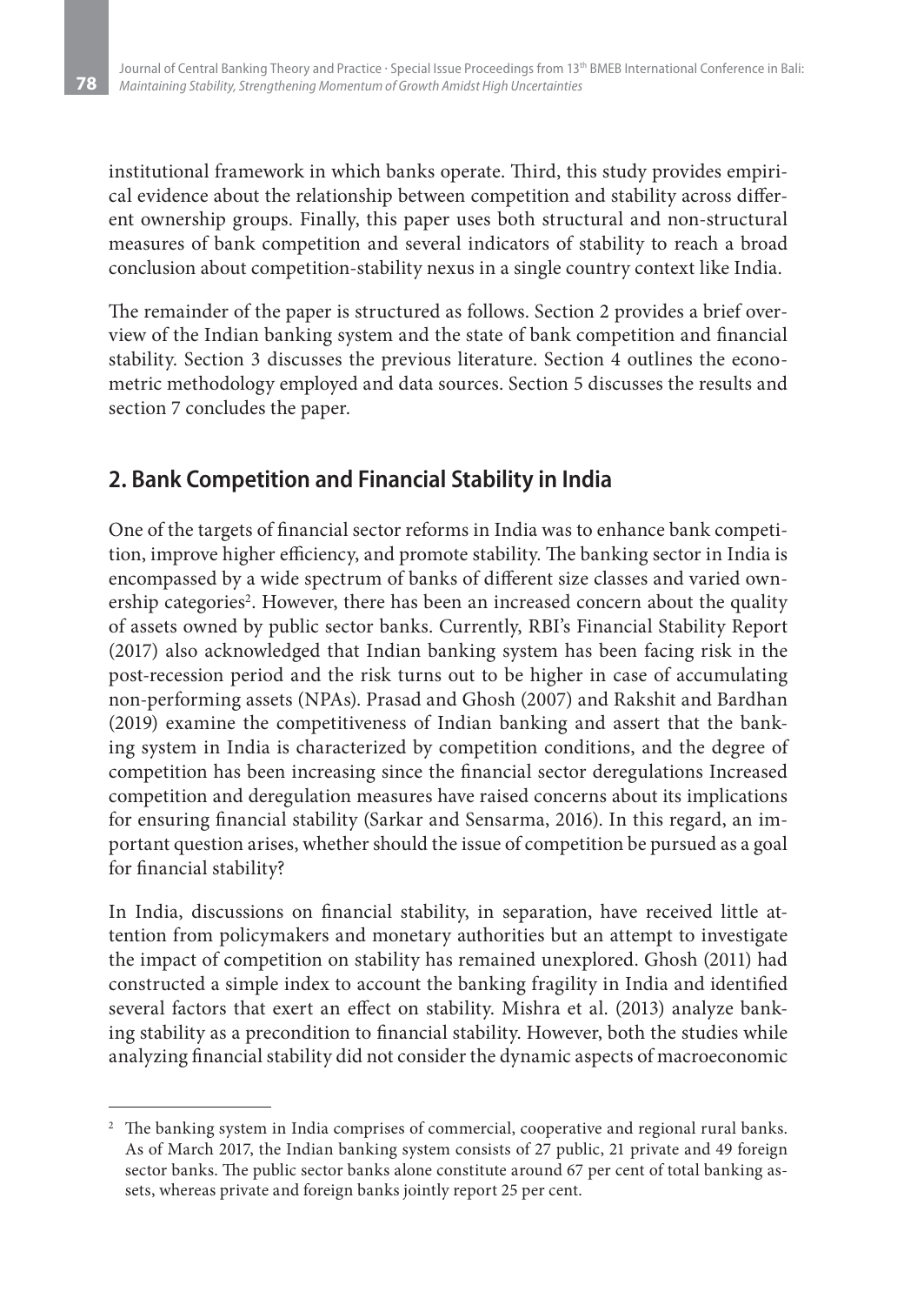institutional framework in which banks operate. Third, this study provides empirical evidence about the relationship between competition and stability across different ownership groups. Finally, this paper uses both structural and non-structural measures of bank competition and several indicators of stability to reach a broad conclusion about competition-stability nexus in a single country context like India.

The remainder of the paper is structured as follows. Section 2 provides a brief overview of the Indian banking system and the state of bank competition and financial stability. Section 3 discusses the previous literature. Section 4 outlines the econometric methodology employed and data sources. Section 5 discusses the results and section 7 concludes the paper.

## 2. Bank Competition and Financial Stability in India

One of the targets of financial sector reforms in India was to enhance bank competition, improve higher efficiency, and promote stability. The banking sector in India is encompassed by a wide spectrum of banks of different size classes and varied ownership categories[2]. However, there has been an increased concern about the quality of assets owned by public sector banks. Currently, RBI's Financial Stability Report (2017) also acknowledged that Indian banking system has been facing risk in the post-recession period and the risk turns out to be higher in case of accumulating non-performing assets (NPAs). Prasad and Ghosh (2007) and Rakshit and Bardhan (2019) examine the competitiveness of Indian banking and assert that the banking system in India is characterized by competition conditions, and the degree of competition has been increasing since the financial sector deregulations Increased competition and deregulation measures have raised concerns about its implications for ensuring financial stability (Sarkar and Sensarma, 2016). In this regard, an important question arises, whether should the issue of competition be pursued as a goal for financial stability?

In India, discussions on financial stability, in separation, have received little attention from policymakers and monetary authorities but an attempt to investigate the impact of competition on stability has remained unexplored. Ghosh (2011) had constructed a simple index to account the banking fragility in India and identified several factors that exert an effect on stability. Mishra et al. (2013) analyze banking stability as a precondition to financial stability. However, both the studies while analyzing financial stability did not consider the dynamic aspects of macroeconomic

---

[2] The banking system in India comprises of commercial, cooperative and regional rural banks. As of March 2017, the Indian banking system consists of 27 public, 21 private and 49 foreign sector banks. The public sector banks alone constitute around 67 per cent of total banking assets, whereas private and foreign banks jointly report 25 per cent.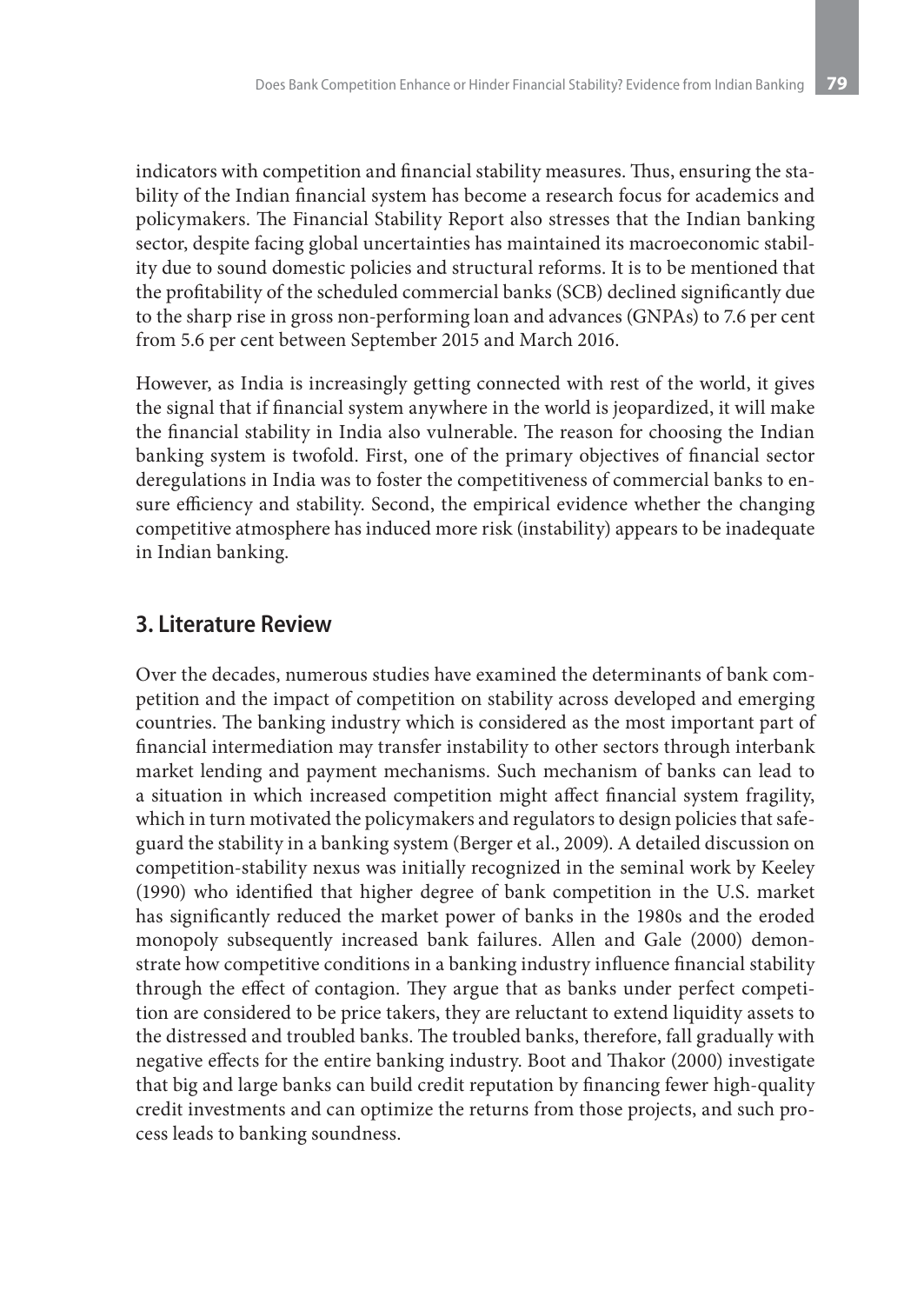indicators with competition and financial stability measures. Thus, ensuring the stability of the Indian financial system has become a research focus for academics and policymakers. The Financial Stability Report also stresses that the Indian banking sector, despite facing global uncertainties has maintained its macroeconomic stability due to sound domestic policies and structural reforms. It is to be mentioned that the profitability of the scheduled commercial banks (SCB) declined significantly due to the sharp rise in gross non-performing loan and advances (GNPAs) to 7.6 per cent from 5.6 per cent between September 2015 and March 2016.

However, as India is increasingly getting connected with rest of the world, it gives the signal that if financial system anywhere in the world is jeopardized, it will make the financial stability in India also vulnerable. The reason for choosing the Indian banking system is twofold. First, one of the primary objectives of financial sector deregulations in India was to foster the competitiveness of commercial banks to ensure efficiency and stability. Second, the empirical evidence whether the changing competitive atmosphere has induced more risk (instability) appears to be inadequate in Indian banking.

## 3. Literature Review

Over the decades, numerous studies have examined the determinants of bank competition and the impact of competition on stability across developed and emerging countries. The banking industry which is considered as the most important part of financial intermediation may transfer instability to other sectors through interbank market lending and payment mechanisms. Such mechanism of banks can lead to a situation in which increased competition might affect financial system fragility, which in turn motivated the policymakers and regulators to design policies that safeguard the stability in a banking system (Berger et al., 2009). A detailed discussion on competition-stability nexus was initially recognized in the seminal work by Keeley (1990) who identified that higher degree of bank competition in the U.S. market has significantly reduced the market power of banks in the 1980s and the eroded monopoly subsequently increased bank failures. Allen and Gale (2000) demonstrate how competitive conditions in a banking industry influence financial stability through the effect of contagion. They argue that as banks under perfect competition are considered to be price takers, they are reluctant to extend liquidity assets to the distressed and troubled banks. The troubled banks, therefore, fall gradually with negative effects for the entire banking industry. Boot and Thakor (2000) investigate that big and large banks can build credit reputation by financing fewer high-quality credit investments and can optimize the returns from those projects, and such process leads to banking soundness.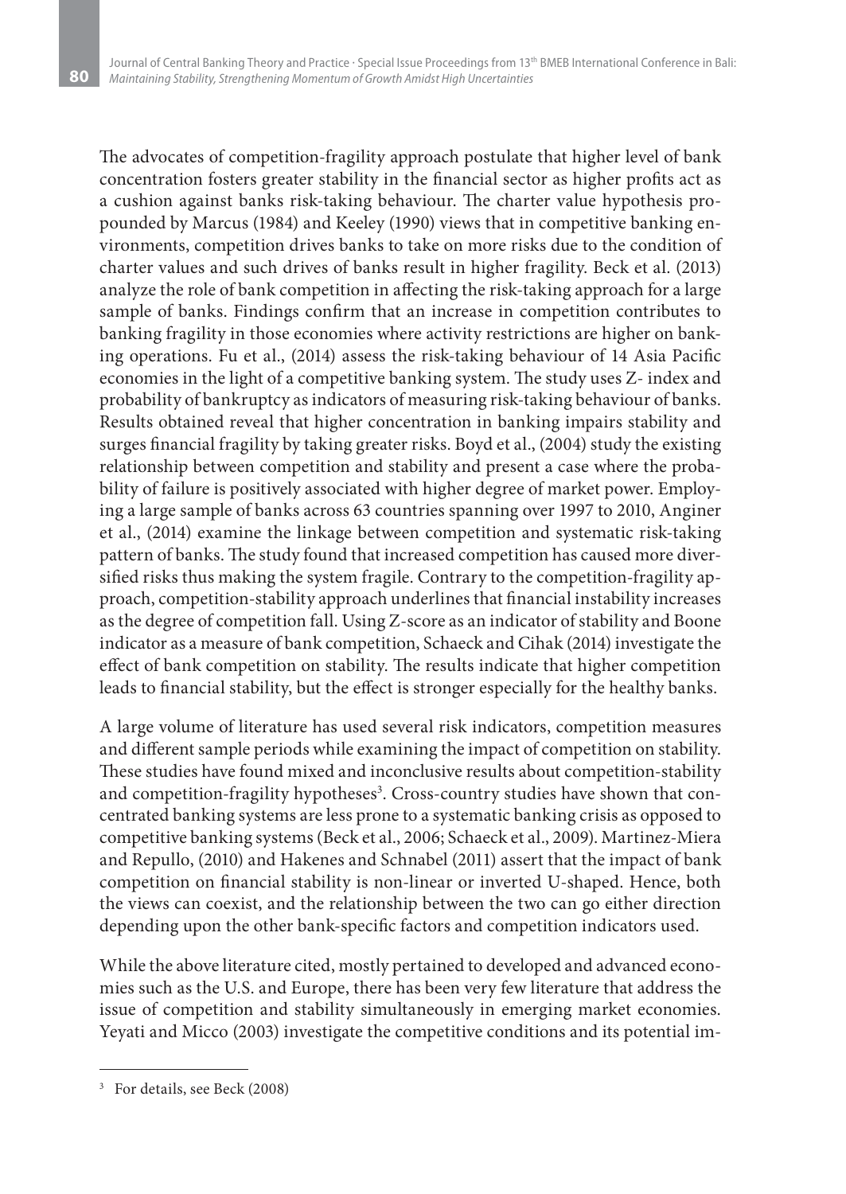The advocates of competition-fragility approach postulate that higher level of bank concentration fosters greater stability in the financial sector as higher profits act as a cushion against banks risk-taking behaviour. The charter value hypothesis propounded by Marcus (1984) and Keeley (1990) views that in competitive banking environments, competition drives banks to take on more risks due to the condition of charter values and such drives of banks result in higher fragility. Beck et al. (2013) analyze the role of bank competition in affecting the risk-taking approach for a large sample of banks. Findings confirm that an increase in competition contributes to banking fragility in those economies where activity restrictions are higher on banking operations. Fu et al., (2014) assess the risk-taking behaviour of 14 Asia Pacific economies in the light of a competitive banking system. The study uses Z- index and probability of bankruptcy as indicators of measuring risk-taking behaviour of banks. Results obtained reveal that higher concentration in banking impairs stability and surges financial fragility by taking greater risks. Boyd et al., (2004) study the existing relationship between competition and stability and present a case where the probability of failure is positively associated with higher degree of market power. Employing a large sample of banks across 63 countries spanning over 1997 to 2010, Anginer et al., (2014) examine the linkage between competition and systematic risk-taking pattern of banks. The study found that increased competition has caused more diversified risks thus making the system fragile. Contrary to the competition-fragility approach, competition-stability approach underlines that financial instability increases as the degree of competition fall. Using Z-score as an indicator of stability and Boone indicator as a measure of bank competition, Schaeck and Cihak (2014) investigate the effect of bank competition on stability. The results indicate that higher competition leads to financial stability, but the effect is stronger especially for the healthy banks.

A large volume of literature has used several risk indicators, competition measures and different sample periods while examining the impact of competition on stability. These studies have found mixed and inconclusive results about competition-stability and competition-fragility hypotheses[3]. Cross-country studies have shown that concentrated banking systems are less prone to a systematic banking crisis as opposed to competitive banking systems (Beck et al., 2006; Schaeck et al., 2009). Martinez-Miera and Repullo, (2010) and Hakenes and Schnabel (2011) assert that the impact of bank competition on financial stability is non-linear or inverted U-shaped. Hence, both the views can coexist, and the relationship between the two can go either direction depending upon the other bank-specific factors and competition indicators used.

While the above literature cited, mostly pertained to developed and advanced economies such as the U.S. and Europe, there has been very few literature that address the issue of competition and stability simultaneously in emerging market economies. Yeyati and Micco (2003) investigate the competitive conditions and its potential im-

---

[3] For details, see Beck (2008)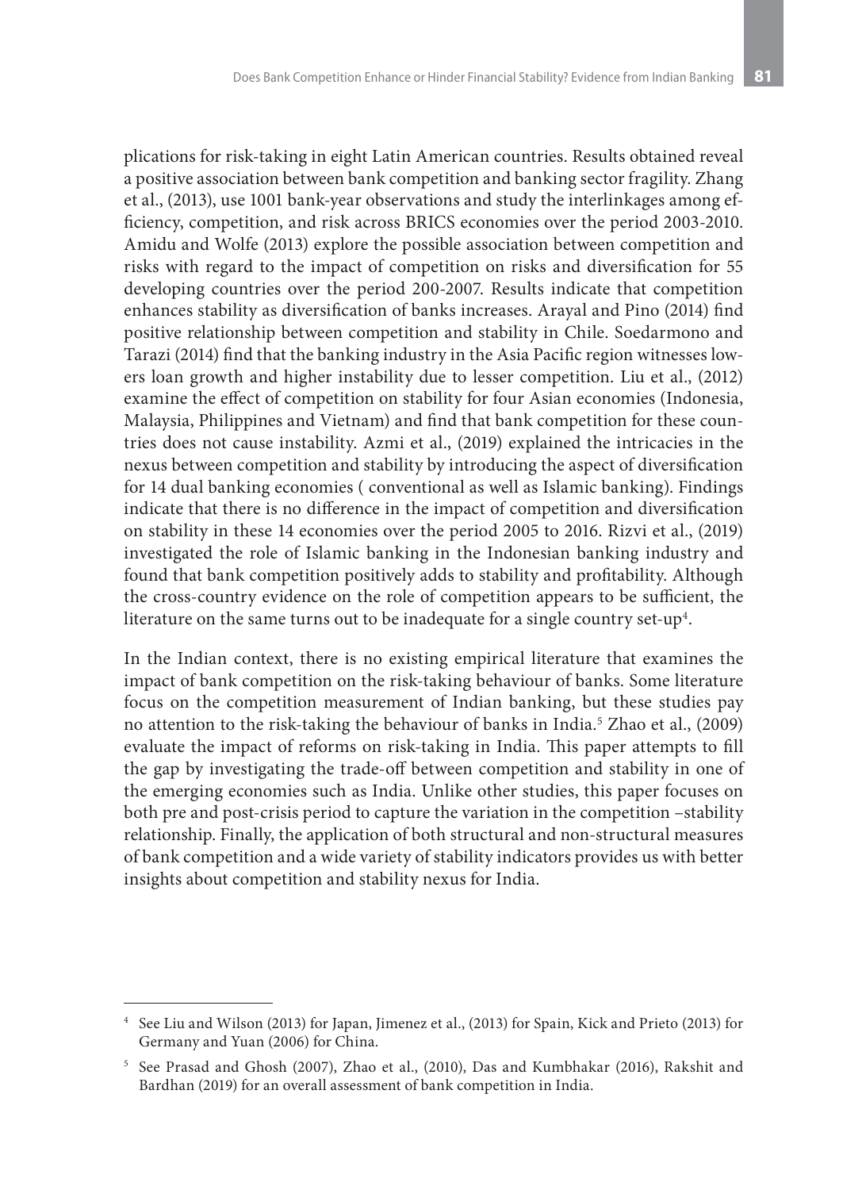plications for risk-taking in eight Latin American countries. Results obtained reveal a positive association between bank competition and banking sector fragility. Zhang et al., (2013), use 1001 bank-year observations and study the interlinkages among efficiency, competition, and risk across BRICS economies over the period 2003-2010. Amidu and Wolfe (2013) explore the possible association between competition and risks with regard to the impact of competition on risks and diversification for 55 developing countries over the period 200-2007. Results indicate that competition enhances stability as diversification of banks increases. Arayal and Pino (2014) find positive relationship between competition and stability in Chile. Soedarmono and Tarazi (2014) find that the banking industry in the Asia Pacific region witnesses lowers loan growth and higher instability due to lesser competition. Liu et al., (2012) examine the effect of competition on stability for four Asian economies (Indonesia, Malaysia, Philippines and Vietnam) and find that bank competition for these countries does not cause instability. Azmi et al., (2019) explained the intricacies in the nexus between competition and stability by introducing the aspect of diversification for 14 dual banking economies ( conventional as well as Islamic banking). Findings indicate that there is no difference in the impact of competition and diversification on stability in these 14 economies over the period 2005 to 2016. Rizvi et al., (2019) investigated the role of Islamic banking in the Indonesian banking industry and found that bank competition positively adds to stability and profitability. Although the cross-country evidence on the role of competition appears to be sufficient, the literature on the same turns out to be inadequate for a single country set-up[4].

In the Indian context, there is no existing empirical literature that examines the impact of bank competition on the risk-taking behaviour of banks. Some literature focus on the competition measurement of Indian banking, but these studies pay no attention to the risk-taking the behaviour of banks in India.[5] Zhao et al., (2009) evaluate the impact of reforms on risk-taking in India. This paper attempts to fill the gap by investigating the trade-off between competition and stability in one of the emerging economies such as India. Unlike other studies, this paper focuses on both pre and post-crisis period to capture the variation in the competition –stability relationship. Finally, the application of both structural and non-structural measures of bank competition and a wide variety of stability indicators provides us with better insights about competition and stability nexus for India.

---

[4] See Liu and Wilson (2013) for Japan, Jimenez et al., (2013) for Spain, Kick and Prieto (2013) for Germany and Yuan (2006) for China.

[5] See Prasad and Ghosh (2007), Zhao et al., (2010), Das and Kumbhakar (2016), Rakshit and Bardhan (2019) for an overall assessment of bank competition in India.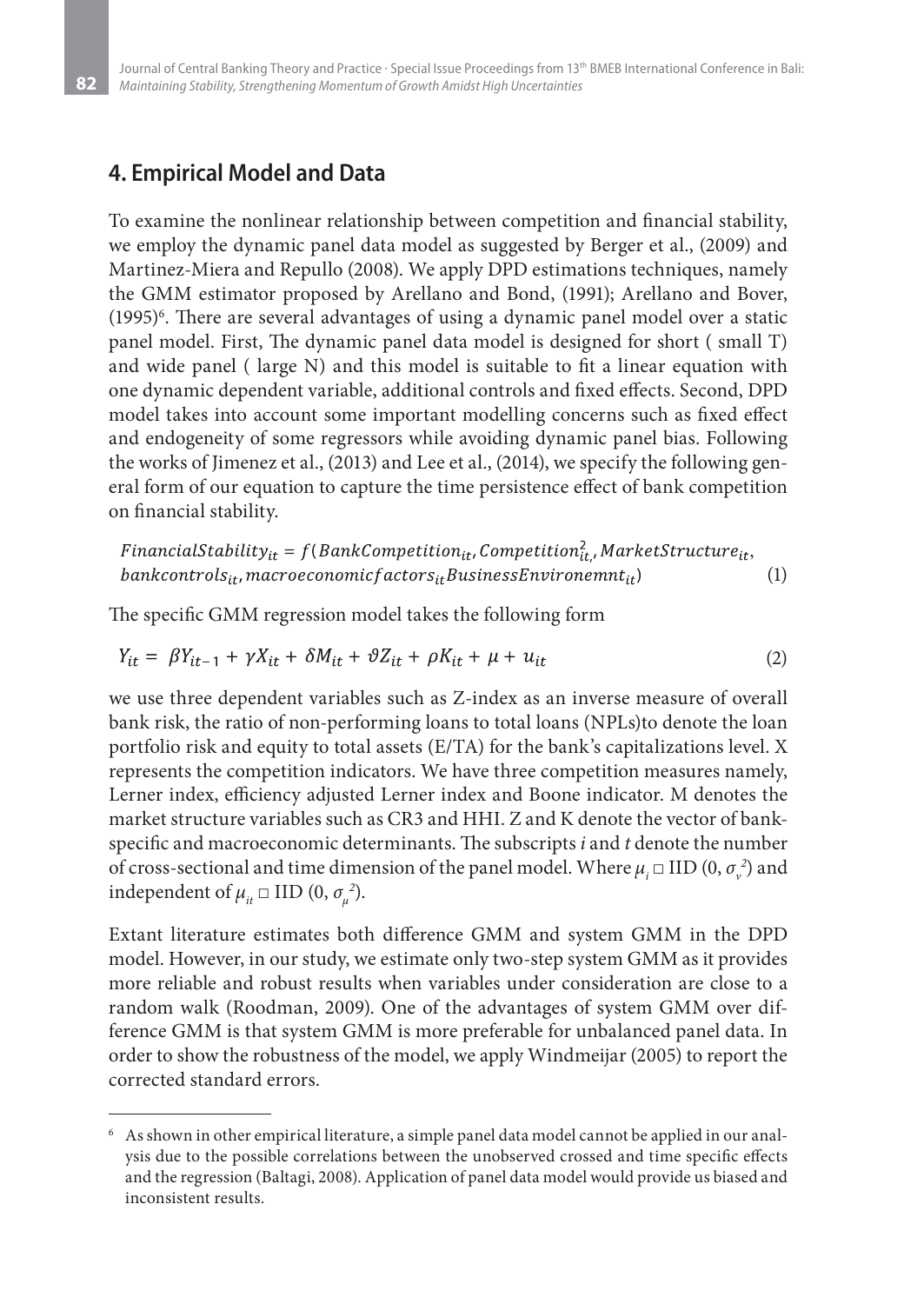## 4. Empirical Model and Data

To examine the nonlinear relationship between competition and financial stability, we employ the dynamic panel data model as suggested by Berger et al., (2009) and Martinez-Miera and Repullo (2008). We apply DPD estimations techniques, namely the GMM estimator proposed by Arellano and Bond, (1991); Arellano and Bover, (1995)[6]. There are several advantages of using a dynamic panel model over a static panel model. First, The dynamic panel data model is designed for short ( small T) and wide panel ( large N) and this model is suitable to fit a linear equation with one dynamic dependent variable, additional controls and fixed effects. Second, DPD model takes into account some important modelling concerns such as fixed effect and endogeneity of some regressors while avoiding dynamic panel bias. Following the works of Jimenez et al., (2013) and Lee et al., (2014), we specify the following general form of our equation to capture the time persistence effect of bank competition on financial stability.

$$FinancialStability_{it} = f(BankCompetition_{it}, Competition^2_{it,}, MarketStructure_{it}, bankcontrols_{it}, macroeconomicfactors_{it} BusinessEnvironemnt_{it}) \quad (1)$$

The specific GMM regression model takes the following form

$$Y_{it} = \beta Y_{it-1} + \gamma X_{it} + \delta M_{it} + \vartheta Z_{it} + \rho K_{it} + \mu + u_{it} \quad (2)$$

we use three dependent variables such as Z-index as an inverse measure of overall bank risk, the ratio of non-performing loans to total loans (NPLs)to denote the loan portfolio risk and equity to total assets (E/TA) for the bank's capitalizations level. X represents the competition indicators. We have three competition measures namely, Lerner index, efficiency adjusted Lerner index and Boone indicator. M denotes the market structure variables such as CR3 and HHI. Z and K denote the vector of bank-specific and macroeconomic determinants. The subscripts *i* and *t* denote the number of cross-sectional and time dimension of the panel model. Where $\mu_i$ □ IID $(0, \sigma_v^2)$ and independent of $\mu_{it}$ □ IID $(0, \sigma_\mu^2)$.

Extant literature estimates both difference GMM and system GMM in the DPD model. However, in our study, we estimate only two-step system GMM as it provides more reliable and robust results when variables under consideration are close to a random walk (Roodman, 2009). One of the advantages of system GMM over difference GMM is that system GMM is more preferable for unbalanced panel data. In order to show the robustness of the model, we apply Windmeijar (2005) to report the corrected standard errors.

---

[6] As shown in other empirical literature, a simple panel data model cannot be applied in our analysis due to the possible correlations between the unobserved crossed and time specific effects and the regression (Baltagi, 2008). Application of panel data model would provide us biased and inconsistent results.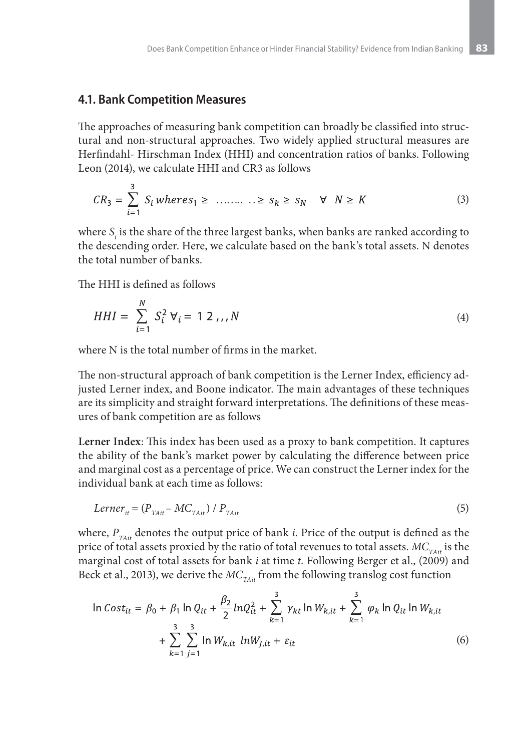### 4.1. Bank Competition Measures

The approaches of measuring bank competition can broadly be classified into structural and non-structural approaches. Two widely applied structural measures are Herfindahl- Hirschman Index (HHI) and concentration ratios of banks. Following Leon (2014), we calculate HHI and CR3 as follows

$$CR_3 = \sum_{i=1}^{3} S_i \, where s_1 \geq \; ........ \; .. \geq s_k \geq s_N \quad \forall \; N \geq K \tag{3}$$

where $S_i$ is the share of the three largest banks, when banks are ranked according to the descending order. Here, we calculate based on the bank's total assets. N denotes the total number of banks.

The HHI is defined as follows

$$HHI = \sum_{i=1}^{N} S_i^2 \, \forall_i = 1 \; 2 \; ,,, N \tag{4}$$

where N is the total number of firms in the market.

The non-structural approach of bank competition is the Lerner Index, efficiency adjusted Lerner index, and Boone indicator. The main advantages of these techniques are its simplicity and straight forward interpretations. The definitions of these measures of bank competition are as follows

**Lerner Index**: This index has been used as a proxy to bank competition. It captures the ability of the bank's market power by calculating the difference between price and marginal cost as a percentage of price. We can construct the Lerner index for the individual bank at each time as follows:

$$Lerner_{it} = (P_{TAit} - MC_{TAit}) \, / \, P_{TAit} \tag{5}$$

where, $P_{TAit}$ denotes the output price of bank *i*. Price of the output is defined as the price of total assets proxied by the ratio of total revenues to total assets. $MC_{TAit}$ is the marginal cost of total assets for bank *i* at time *t*. Following Berger et al., (2009) and Beck et al., 2013), we derive the $MC_{TAit}$ from the following translog cost function

$$\ln Cost_{it} = \beta_0 + \beta_1 \ln Q_{it} + \frac{\beta_2}{2} lnQ_{it}^2 + \sum_{k=1}^{3} \gamma_{kt} \ln W_{k,it} + \sum_{k=1}^{3} \varphi_k \ln Q_{it} \ln W_{k,it} + \sum_{k=1}^{3} \sum_{j=1}^{3} \ln W_{k,it} \; lnW_{J,it} + \varepsilon_{it} \tag{6}$$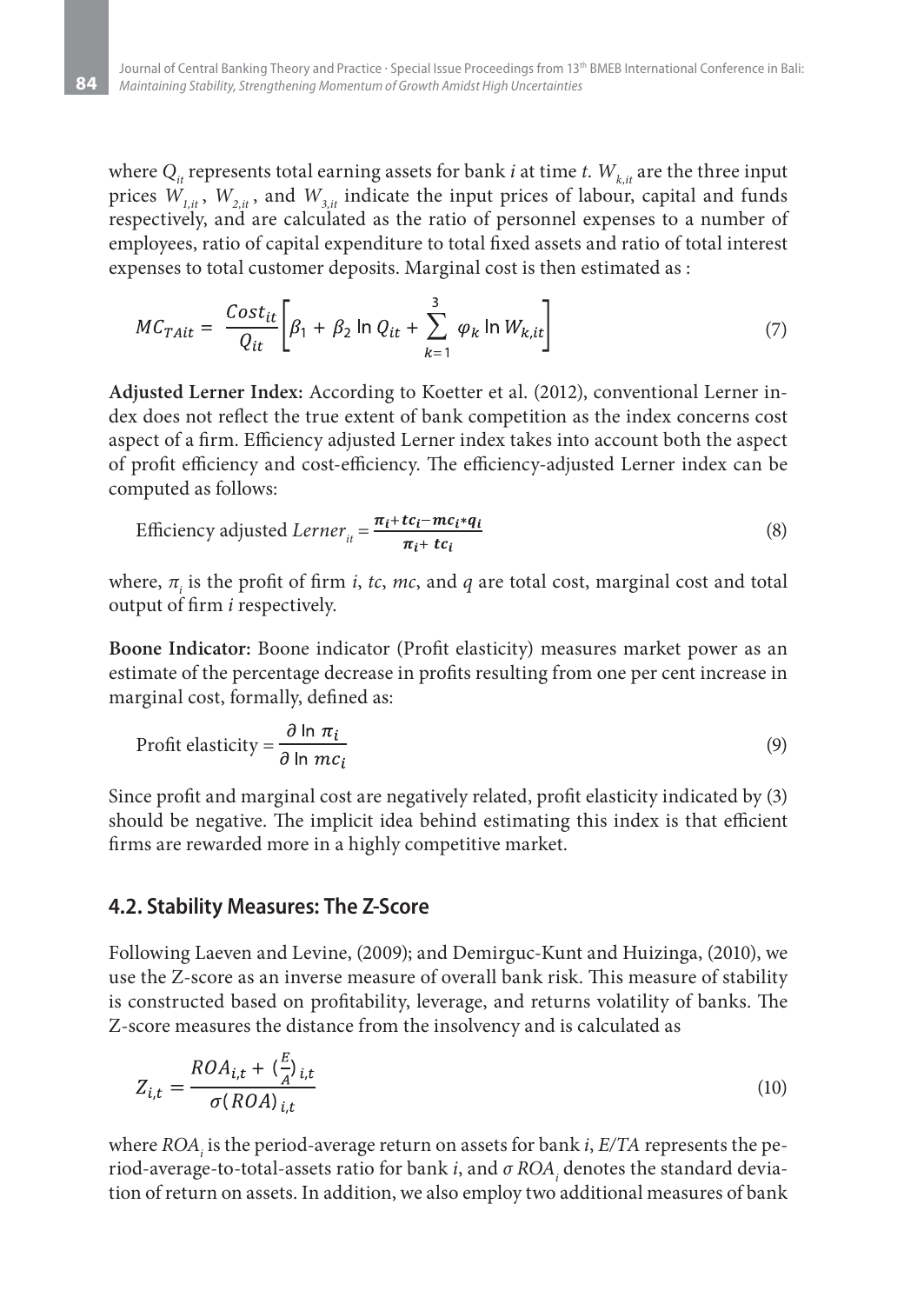where $Q_{it}$ represents total earning assets for bank $i$ at time $t$. $W_{k,it}$ are the three input prices $W_{1,it}$, $W_{2,it}$, and $W_{3,it}$ indicate the input prices of labour, capital and funds respectively, and are calculated as the ratio of personnel expenses to a number of employees, ratio of capital expenditure to total fixed assets and ratio of total interest expenses to total customer deposits. Marginal cost is then estimated as :

$$MC_{TAit} = \frac{Cost_{it}}{Q_{it}}\left[\beta_1 + \beta_2 \ln Q_{it} + \sum_{k=1}^{3} \varphi_k \ln W_{k,it}\right] \tag{7}$$

**Adjusted Lerner Index:** According to Koetter et al. (2012), conventional Lerner index does not reflect the true extent of bank competition as the index concerns cost aspect of a firm. Efficiency adjusted Lerner index takes into account both the aspect of profit efficiency and cost-efficiency. The efficiency-adjusted Lerner index can be computed as follows:

$$\text{Efficiency adjusted } Lerner_{it} = \frac{\pi_i + tc_i - mc_i * q_i}{\pi_i + tc_i} \tag{8}$$

where, $\pi_i$ is the profit of firm $i$, $tc$, $mc$, and $q$ are total cost, marginal cost and total output of firm $i$ respectively.

**Boone Indicator:** Boone indicator (Profit elasticity) measures market power as an estimate of the percentage decrease in profits resulting from one per cent increase in marginal cost, formally, defined as:

$$\text{Profit elasticity} = \frac{\partial \ln \pi_i}{\partial \ln mc_i} \tag{9}$$

Since profit and marginal cost are negatively related, profit elasticity indicated by (3) should be negative. The implicit idea behind estimating this index is that efficient firms are rewarded more in a highly competitive market.

## 4.2. Stability Measures: The Z-Score

Following Laeven and Levine, (2009); and Demirguc-Kunt and Huizinga, (2010), we use the Z-score as an inverse measure of overall bank risk. This measure of stability is constructed based on profitability, leverage, and returns volatility of banks. The Z-score measures the distance from the insolvency and is calculated as

$$Z_{i,t} = \frac{ROA_{i,t} + (\frac{E}{A})_{i,t}}{\sigma(ROA)_{i,t}} \tag{10}$$

where $ROA_i$ is the period-average return on assets for bank $i$, $E/TA$ represents the period-average-to-total-assets ratio for bank $i$, and $\sigma\, ROA_i$ denotes the standard deviation of return on assets. In addition, we also employ two additional measures of bank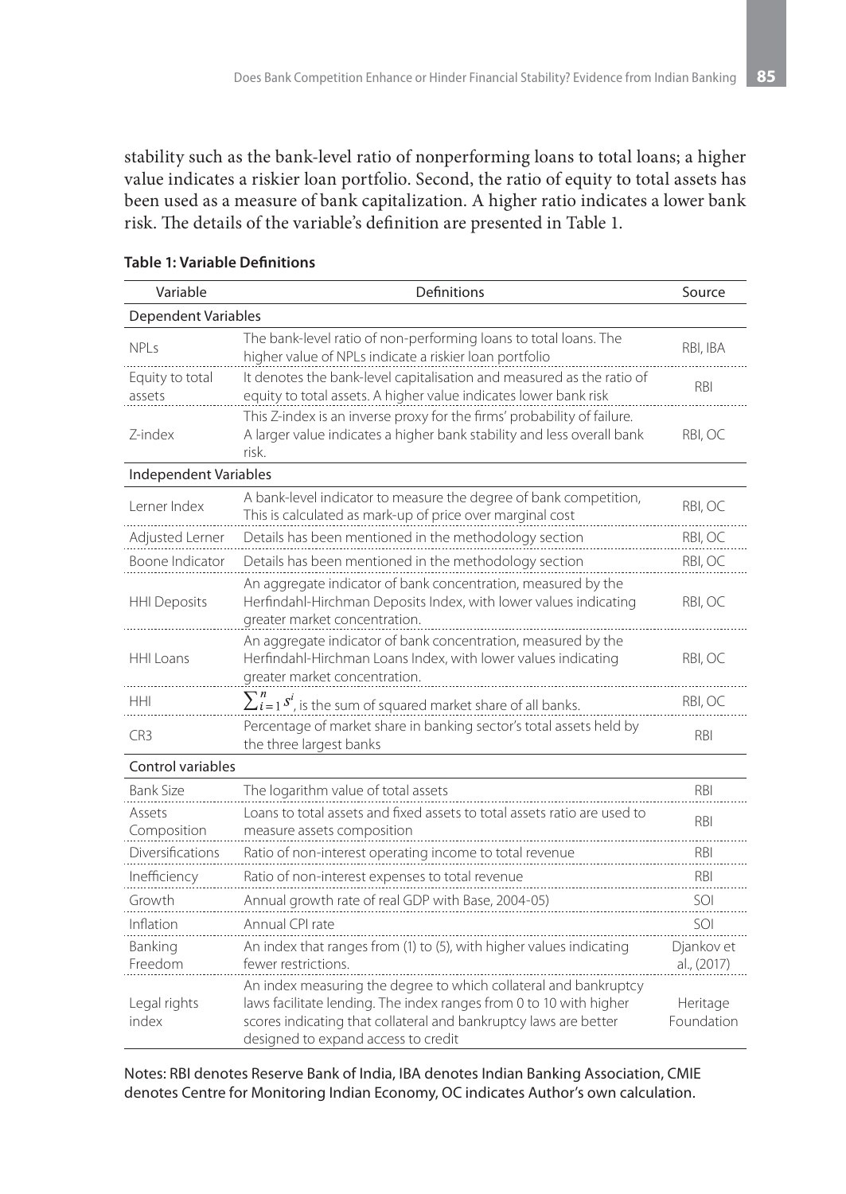stability such as the bank-level ratio of nonperforming loans to total loans; a higher value indicates a riskier loan portfolio. Second, the ratio of equity to total assets has been used as a measure of bank capitalization. A higher ratio indicates a lower bank risk. The details of the variable's definition are presented in Table 1.

**Table 1: Variable Definitions**

| Variable | Definitions | Source |
|---|---|---|
| **Dependent Variables** | | |
| NPLs | The bank-level ratio of non-performing loans to total loans. The higher value of NPLs indicate a riskier loan portfolio | RBI, IBA |
| Equity to total assets | It denotes the bank-level capitalisation and measured as the ratio of equity to total assets. A higher value indicates lower bank risk | RBI |
| Z-index | This Z-index is an inverse proxy for the firms' probability of failure. A larger value indicates a higher bank stability and less overall bank risk. | RBI, OC |
| **Independent Variables** | | |
| Lerner Index | A bank-level indicator to measure the degree of bank competition, This is calculated as mark-up of price over marginal cost | RBI, OC |
| Adjusted Lerner | Details has been mentioned in the methodology section | RBI, OC |
| Boone Indicator | Details has been mentioned in the methodology section | RBI, OC |
| HHI Deposits | An aggregate indicator of bank concentration, measured by the Herfindahl-Hirchman Deposits Index, with lower values indicating greater market concentration. | RBI, OC |
| HHI Loans | An aggregate indicator of bank concentration, measured by the Herfindahl-Hirchman Loans Index, with lower values indicating greater market concentration. | RBI, OC |
| HHI | $\sum_{i=1}^{n} s^{i}$, is the sum of squared market share of all banks. | RBI, OC |
| CR3 | Percentage of market share in banking sector's total assets held by the three largest banks | RBI |
| **Control variables** | | |
| Bank Size | The logarithm value of total assets | RBI |
| Assets Composition | Loans to total assets and fixed assets to total assets ratio are used to measure assets composition | RBI |
| Diversifications | Ratio of non-interest operating income to total revenue | RBI |
| Inefficiency | Ratio of non-interest expenses to total revenue | RBI |
| Growth | Annual growth rate of real GDP with Base, 2004-05) | SOI |
| Inflation | Annual CPI rate | SOI |
| Banking Freedom | An index that ranges from (1) to (5), with higher values indicating fewer restrictions. | Djankov et al., (2017) |
| Legal rights index | An index measuring the degree to which collateral and bankruptcy laws facilitate lending. The index ranges from 0 to 10 with higher scores indicating that collateral and bankruptcy laws are better designed to expand access to credit | Heritage Foundation |

Notes: RBI denotes Reserve Bank of India, IBA denotes Indian Banking Association, CMIE denotes Centre for Monitoring Indian Economy, OC indicates Author's own calculation.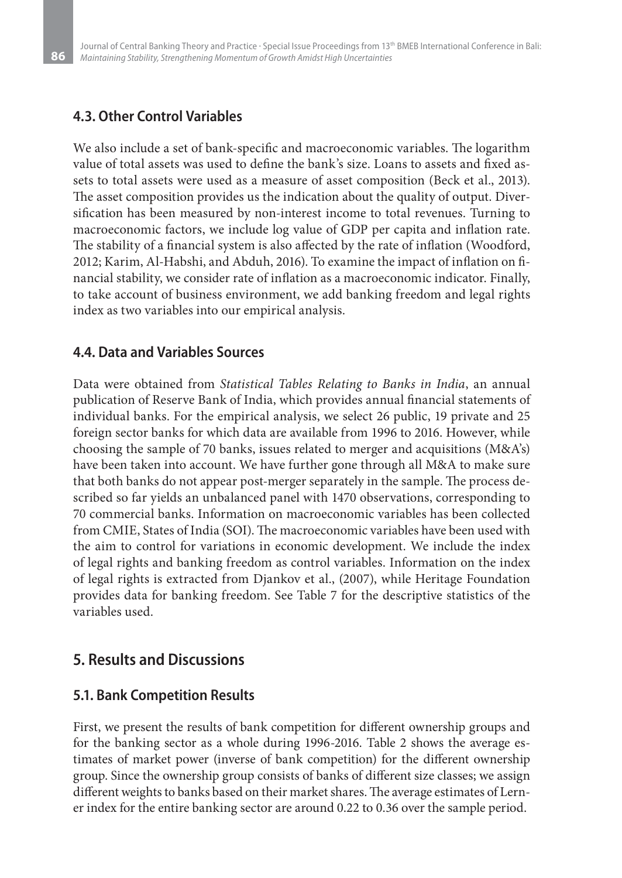### 4.3. Other Control Variables

We also include a set of bank-specific and macroeconomic variables. The logarithm value of total assets was used to define the bank's size. Loans to assets and fixed assets to total assets were used as a measure of asset composition (Beck et al., 2013). The asset composition provides us the indication about the quality of output. Diversification has been measured by non-interest income to total revenues. Turning to macroeconomic factors, we include log value of GDP per capita and inflation rate. The stability of a financial system is also affected by the rate of inflation (Woodford, 2012; Karim, Al-Habshi, and Abduh, 2016). To examine the impact of inflation on financial stability, we consider rate of inflation as a macroeconomic indicator. Finally, to take account of business environment, we add banking freedom and legal rights index as two variables into our empirical analysis.

### 4.4. Data and Variables Sources

Data were obtained from *Statistical Tables Relating to Banks in India*, an annual publication of Reserve Bank of India, which provides annual financial statements of individual banks. For the empirical analysis, we select 26 public, 19 private and 25 foreign sector banks for which data are available from 1996 to 2016. However, while choosing the sample of 70 banks, issues related to merger and acquisitions (M&A's) have been taken into account. We have further gone through all M&A to make sure that both banks do not appear post-merger separately in the sample. The process described so far yields an unbalanced panel with 1470 observations, corresponding to 70 commercial banks. Information on macroeconomic variables has been collected from CMIE, States of India (SOI). The macroeconomic variables have been used with the aim to control for variations in economic development. We include the index of legal rights and banking freedom as control variables. Information on the index of legal rights is extracted from Djankov et al., (2007), while Heritage Foundation provides data for banking freedom. See Table 7 for the descriptive statistics of the variables used.

## 5. Results and Discussions

### 5.1. Bank Competition Results

First, we present the results of bank competition for different ownership groups and for the banking sector as a whole during 1996-2016. Table 2 shows the average estimates of market power (inverse of bank competition) for the different ownership group. Since the ownership group consists of banks of different size classes; we assign different weights to banks based on their market shares. The average estimates of Lerner index for the entire banking sector are around 0.22 to 0.36 over the sample period.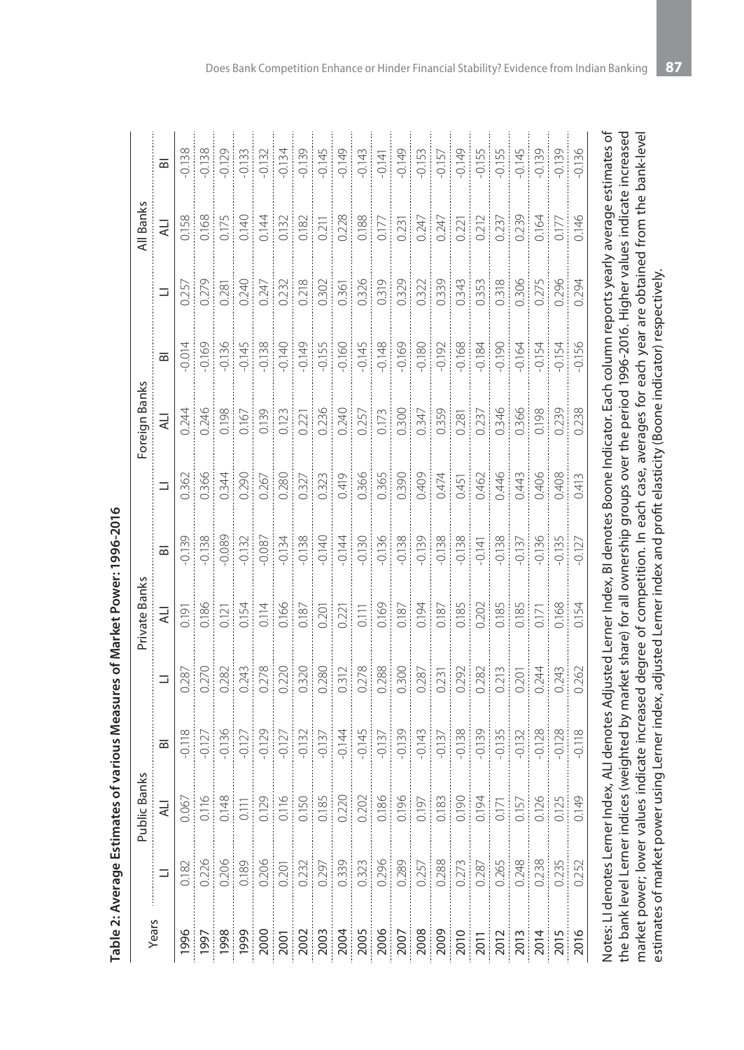**Table 2: Average Estimates of various Measures of Market Power: 1996-2016**

| Years | Public Banks | | | Private Banks | | | Foreign Banks | | | All Banks | | |
|---|---|---|---|---|---|---|---|---|---|---|---|---|
| | LI | ALI | BI | LI | ALI | BI | LI | ALI | BI | LI | ALI | BI |
| 1996 | 0.182 | 0.067 | -0.118 | 0.287 | 0.191 | -0.139 | 0.362 | 0.244 | -0.014 | 0.257 | 0.158 | -0.138 |
| 1997 | 0.226 | 0.116 | -0.127 | 0.270 | 0.186 | -0.138 | 0.366 | 0.246 | -0.169 | 0.279 | 0.168 | -0.138 |
| 1998 | 0.206 | 0.148 | -0.136 | 0.282 | 0.121 | -0.089 | 0.344 | 0.198 | -0.136 | 0.281 | 0.175 | -0.129 |
| 1999 | 0.189 | 0.111 | -0.127 | 0.243 | 0.154 | -0.132 | 0.290 | 0.167 | -0.145 | 0.240 | 0.140 | -0.133 |
| 2000 | 0.206 | 0.129 | -0.129 | 0.278 | 0.114 | -0.087 | 0.267 | 0.139 | -0.138 | 0.247 | 0.144 | -0.132 |
| 2001 | 0.201 | 0.116 | -0.127 | 0.220 | 0.166 | -0.134 | 0.280 | 0.123 | -0.140 | 0.232 | 0.132 | -0.134 |
| 2002 | 0.232 | 0.150 | -0.132 | 0.320 | 0.187 | -0.138 | 0.327 | 0.221 | -0.149 | 0.218 | 0.182 | -0.139 |
| 2003 | 0.297 | 0.185 | -0.137 | 0.280 | 0.201 | -0.140 | 0.323 | 0.236 | -0.155 | 0.302 | 0.211 | -0.145 |
| 2004 | 0.339 | 0.220 | -0.144 | 0.312 | 0.221 | -0.144 | 0.419 | 0.240 | -0.160 | 0.361 | 0.228 | -0.149 |
| 2005 | 0.323 | 0.202 | -0.145 | 0.278 | 0.111 | -0.130 | 0.366 | 0.257 | -0.145 | 0.326 | 0.188 | -0.143 |
| 2006 | 0.296 | 0.186 | -0.137 | 0.288 | 0.169 | -0.136 | 0.365 | 0.173 | -0.148 | 0.319 | 0.177 | -0.141 |
| 2007 | 0.289 | 0.196 | -0.139 | 0.300 | 0.187 | -0.138 | 0.390 | 0.300 | -0.169 | 0.329 | 0.231 | -0.149 |
| 2008 | 0.257 | 0.197 | -0.143 | 0.287 | 0.194 | -0.139 | 0.409 | 0.347 | -0.180 | 0.322 | 0.247 | -0.153 |
| 2009 | 0.288 | 0.183 | -0.137 | 0.231 | 0.187 | -0.138 | 0.474 | 0.359 | -0.192 | 0.339 | 0.247 | -0.157 |
| 2010 | 0.273 | 0.190 | -0.138 | 0.292 | 0.185 | -0.138 | 0.451 | 0.281 | -0.168 | 0.343 | 0.221 | -0.149 |
| 2011 | 0.287 | 0.194 | -0.139 | 0.282 | 0.202 | -0.141 | 0.462 | 0.237 | -0.184 | 0.353 | 0.212 | -0.155 |
| 2012 | 0.265 | 0.171 | -0.135 | 0.213 | 0.185 | -0.138 | 0.446 | 0.346 | -0.190 | 0.318 | 0.237 | -0.155 |
| 2013 | 0.248 | 0.157 | -0.132 | 0.201 | 0.185 | -0.137 | 0.443 | 0.366 | -0.164 | 0.306 | 0.239 | -0.145 |
| 2014 | 0.238 | 0.126 | -0.128 | 0.244 | 0.171 | -0.136 | 0.406 | 0.198 | -0.154 | 0.275 | 0.164 | -0.139 |
| 2015 | 0.235 | 0.125 | -0.128 | 0.243 | 0.168 | -0.135 | 0.408 | 0.239 | -0.154 | 0.296 | 0.177 | -0.139 |
| 2016 | 0.252 | 0.149 | -0.118 | 0.262 | 0.154 | -0.127 | 0.413 | 0.238 | -0.156 | 0.294 | 0.146 | -0.136 |

Notes: LI denotes Lerner Index, ALI denotes Adjusted Lerner Index, BI denotes Boone Indicator. Each column reports yearly average estimates of the bank level Lerner indices (weighted by market share) for all ownership groups over the period 1996-2016. Higher values indicate increased market power; lower values indicate increased degree of competition. In each case, averages for each year are obtained from the bank-level estimates of market power using Lerner index, adjusted Lerner index and profit elasticity (Boone indicator) respectively.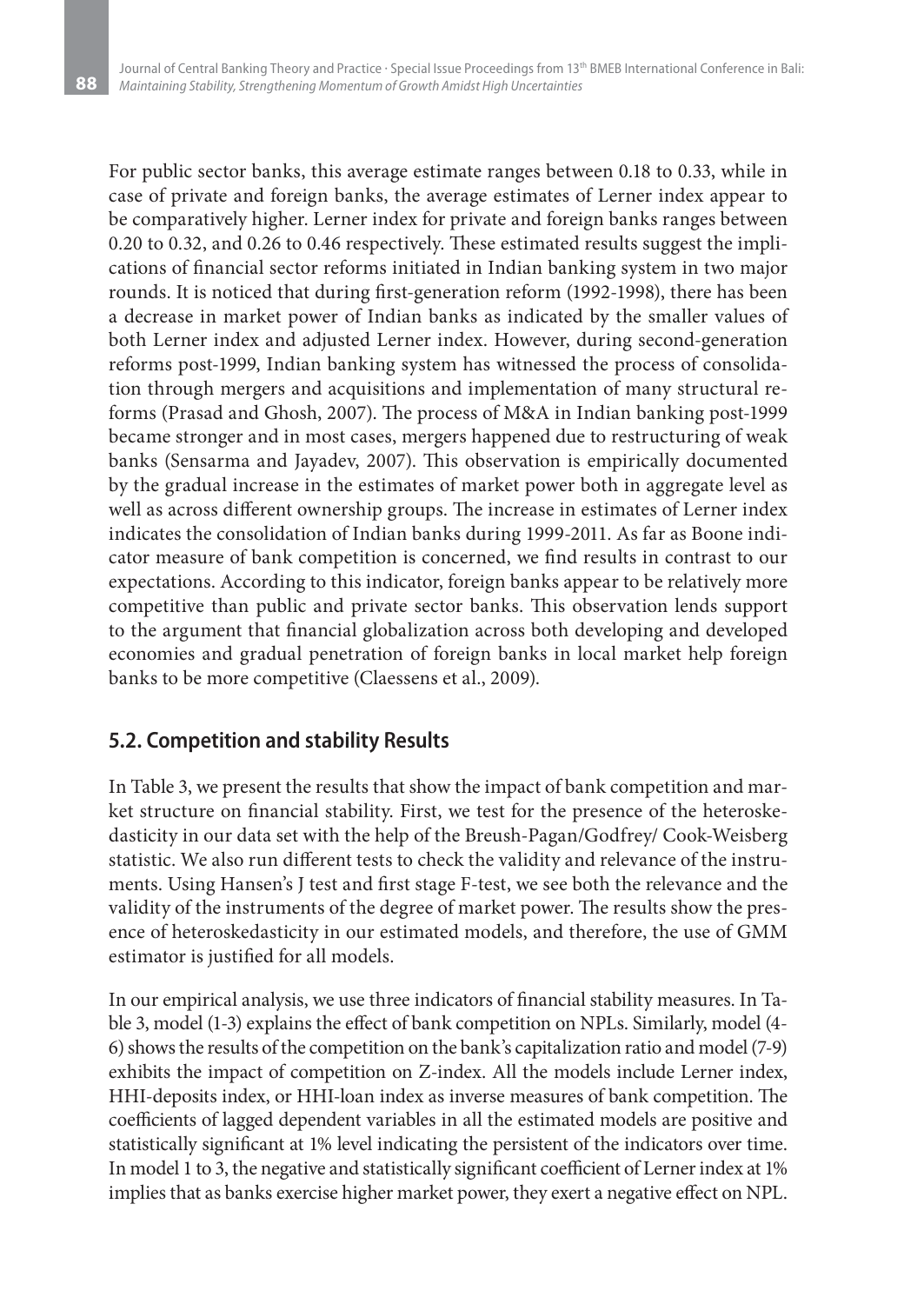For public sector banks, this average estimate ranges between 0.18 to 0.33, while in case of private and foreign banks, the average estimates of Lerner index appear to be comparatively higher. Lerner index for private and foreign banks ranges between 0.20 to 0.32, and 0.26 to 0.46 respectively. These estimated results suggest the implications of financial sector reforms initiated in Indian banking system in two major rounds. It is noticed that during first-generation reform (1992-1998), there has been a decrease in market power of Indian banks as indicated by the smaller values of both Lerner index and adjusted Lerner index. However, during second-generation reforms post-1999, Indian banking system has witnessed the process of consolidation through mergers and acquisitions and implementation of many structural reforms (Prasad and Ghosh, 2007). The process of M&A in Indian banking post-1999 became stronger and in most cases, mergers happened due to restructuring of weak banks (Sensarma and Jayadev, 2007). This observation is empirically documented by the gradual increase in the estimates of market power both in aggregate level as well as across different ownership groups. The increase in estimates of Lerner index indicates the consolidation of Indian banks during 1999-2011. As far as Boone indicator measure of bank competition is concerned, we find results in contrast to our expectations. According to this indicator, foreign banks appear to be relatively more competitive than public and private sector banks. This observation lends support to the argument that financial globalization across both developing and developed economies and gradual penetration of foreign banks in local market help foreign banks to be more competitive (Claessens et al., 2009).

## 5.2. Competition and stability Results

In Table 3, we present the results that show the impact of bank competition and market structure on financial stability. First, we test for the presence of the heteroskedasticity in our data set with the help of the Breush-Pagan/Godfrey/ Cook-Weisberg statistic. We also run different tests to check the validity and relevance of the instruments. Using Hansen's J test and first stage F-test, we see both the relevance and the validity of the instruments of the degree of market power. The results show the presence of heteroskedasticity in our estimated models, and therefore, the use of GMM estimator is justified for all models.

In our empirical analysis, we use three indicators of financial stability measures. In Table 3, model (1-3) explains the effect of bank competition on NPLs. Similarly, model (4-6) shows the results of the competition on the bank's capitalization ratio and model (7-9) exhibits the impact of competition on Z-index. All the models include Lerner index, HHI-deposits index, or HHI-loan index as inverse measures of bank competition. The coefficients of lagged dependent variables in all the estimated models are positive and statistically significant at 1% level indicating the persistent of the indicators over time. In model 1 to 3, the negative and statistically significant coefficient of Lerner index at 1% implies that as banks exercise higher market power, they exert a negative effect on NPL.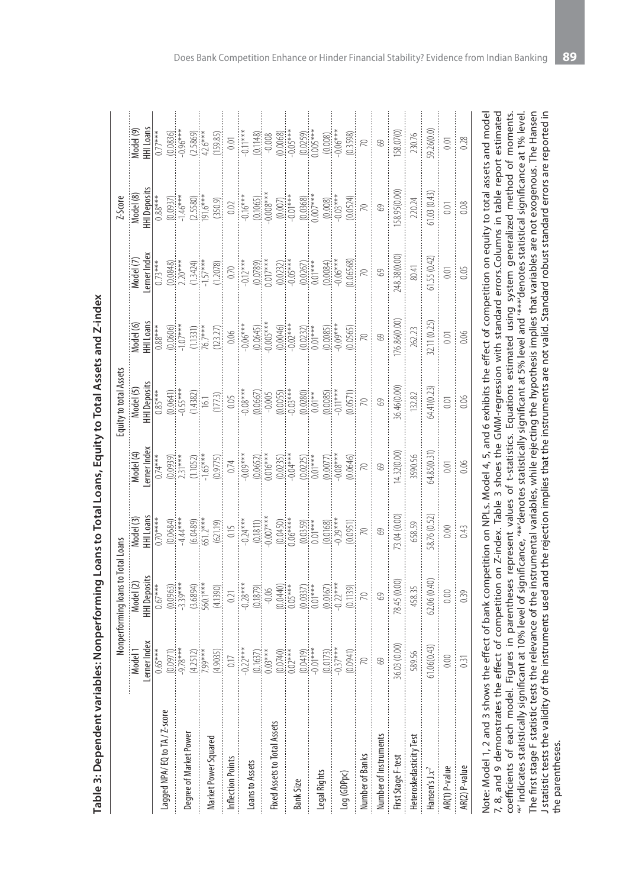**Table 3: Dependent variables: Nonperforming Loans to Total Loans, Equity to Total Assets and Z-index**

| | Nonperforming loans to Total Loans | | | Equity to total Assets | | | Z-Score | | |
|---|---|---|---|---|---|---|---|---|---|
| | Model 1 Lerner Index | Model (2) HHI Deposits | Model (3) HHI Loans | Model (4) Lerner Index | Model (5) HHI Deposits | Model (6) HHI Loans | Model (7) Lerner Index | Model (8) HHI Deposits | Model (9) HHI Loans |
| Lagged NPA/ EQ to TA / Z-score | 0.65*** | 0.67*** | 0.70**** | 0.74*** | 0.85*** | 0.88*** | 0.73*** | 0.88*** | 0.77*** |
| | (0.0971) | (0.0963) | (0.0684) | (0.0939) | (0.0641) | (0.0606) | (0.0848) | (0.0937) | (0.0836) |
| Degree of Market Power | -9.78*** | -3.39*** | -4.44*** | 2.31*** | -0.55*** | -1.07*** | 2.20*** | -1.46*** | -0.96*** |
| | (4.2512) | (3.6894) | (6.0489) | (1.1052) | (1.4382) | (1.1331) | (1.3424) | (2.5580) | (2.5869) |
| Market Power Squared | 7.99*** | 560.1*** | 651.2*** | -1.65*** | 16.1 | 76.7*** | -1.57*** | 1916*** | 42.6*** |
| | (4.9035) | (413.90) | (621.19) | (0.9775) | (177.3) | (123.27) | (1.2078) | (350.9) | (159.85) |
| Inflection Points | 0.17 | 0.21 | 0.15 | 0.74 | 0.05 | 0.06 | 0.70 | 0.02 | 0.01 |
| Loans to Assets | -0.22*** | -0.28*** | -0.24*** | -0.09*** | -0.08*** | -0.06*** | -0.12*** | -0.16*** | -0.11*** |
| | (0.1637) | (0.1879) | (0.1811) | (0.0652) | (0.0667) | (0.0645) | (0.0789) | (0.1065) | (0.1148) |
| Fixed Assets to Total Assets | 0.03*** | -0.06 | -0.007*** | 0.016*** | -0.005 | -0.005*** | 0.017*** | -0.008*** | -0.008 |
| | (0.0740) | (0.0440) | (0.0450) | (0.0235) | (0.0055) | (0.0046) | (0.0232) | (0.007) | (0.0068) |
| Bank Size | 0.02*** | 0.05*** | 0.06**** | -0.04*** | -0.03*** | -0.02*** | -0.05*** | -0.01*** | -0.05*** |
| | (0.0419) | (0.0337) | (0.0359) | (0.0225) | (0.0280) | (0.0232) | (0.0267) | (0.0368) | (0.0259) |
| Legal Rights | -0.01*** | 0.01*** | 0.01*** | 0.01*** | 0.01** | 0.01*** | 0.01*** | 0.007*** | 0.005*** |
| | (0.0173) | (0.0167) | (0.0168) | (0.0077) | (0.0085) | (0.0085) | (0.0084) | (0.008) | (0.008) |
| Log (GDPpc) | -0.37*** | -0.22*** | -0.29*** | -0.08*** | -0.11*** | -0.09*** | -0.06*** | -0.03*** | -0.06*** |
| | (0.0941) | (0.1139) | (0.0951) | (0.0646) | (0.0571) | (0.0565) | (0.05668) | (0.0524) | (0.3598) |
| Number of Banks | 70 | 70 | 70 | 70 | 70 | 70 | 70 | 70 | 70 |
| Number of Instruments | 69 | 69 | 69 | 69 | 69 | 69 | 69 | 69 | 69 |
| First Stage F-test | 36.03 (0.00) | 78.45 (0.00) | 73.04 (0.00) | 14.32(0.00) | 36.46(0.00) | 176.86(0.00) | 248.38(0.00) | 158.95(0.00) | 158.07(0) |
| Heteroskedasticity Test | 589.56 | 458.35 | 658.59 | 3590.56 | 132.82 | 262.23 | 80.41 | 220.24 | 230.76 |
| Hansen's J $\chi^2$ | 61.06(0.43) | 62.06 (0.40) | 58.76 (0.52) | 64.85(0.31) | 64.41(0.23) | 32.11 (0.25) | 61.55 (0.42) | 61.03 (0.43) | 59.26(0.0) |
| AR(1) P-value | 0.00 | 0.00 | 0.00 | 0.01 | 0.01 | 0.01 | 0.01 | 0.01 | 0.01 |
| AR(2) P-value | 0.31 | 0.39 | 0.43 | 0.06 | 0.06 | 0.06 | 0.05 | 0.08 | 0.28 |

Note: Model 1, 2 and 3 shows the effect of bank competition on NPLs. Model 4, 5, and 6 exhibits the effect of competition on equity to total assets and model 7, 8, and 9 demonstrates the effect of competition on Z-index. Table 3 shoes the GMM-regression with standard errors.Columns in table report estimated coefficients of each model. Figures in parentheses represent values of t-statistics. Equations estimated using system generalized method of moments. '*' indicates statistically significant at 10% level of significance, '**'denotes statistically significant at 5% level and '***'denotes statistical significance at 1% level. The first stage F statistic tests the relevance of the instrumental variables, while rejecting the hypothesis implies that variables are not exogenous. The Hansen J statistic tests the validity of the instruments used and the rejection implies that the instruments are not valid. Standard robust standard errors are reported in the parentheses.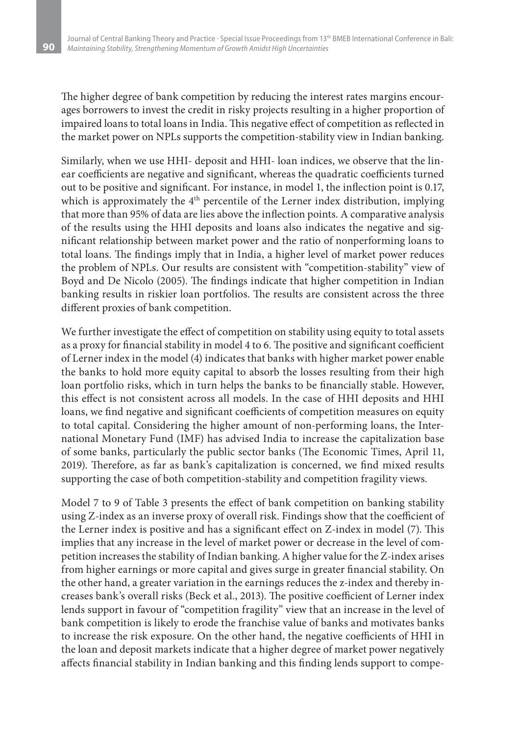The higher degree of bank competition by reducing the interest rates margins encourages borrowers to invest the credit in risky projects resulting in a higher proportion of impaired loans to total loans in India. This negative effect of competition as reflected in the market power on NPLs supports the competition-stability view in Indian banking.

Similarly, when we use HHI- deposit and HHI- loan indices, we observe that the linear coefficients are negative and significant, whereas the quadratic coefficients turned out to be positive and significant. For instance, in model 1, the inflection point is 0.17, which is approximately the 4th percentile of the Lerner index distribution, implying that more than 95% of data are lies above the inflection points. A comparative analysis of the results using the HHI deposits and loans also indicates the negative and significant relationship between market power and the ratio of nonperforming loans to total loans. The findings imply that in India, a higher level of market power reduces the problem of NPLs. Our results are consistent with "competition-stability" view of Boyd and De Nicolo (2005). The findings indicate that higher competition in Indian banking results in riskier loan portfolios. The results are consistent across the three different proxies of bank competition.

We further investigate the effect of competition on stability using equity to total assets as a proxy for financial stability in model 4 to 6. The positive and significant coefficient of Lerner index in the model (4) indicates that banks with higher market power enable the banks to hold more equity capital to absorb the losses resulting from their high loan portfolio risks, which in turn helps the banks to be financially stable. However, this effect is not consistent across all models. In the case of HHI deposits and HHI loans, we find negative and significant coefficients of competition measures on equity to total capital. Considering the higher amount of non-performing loans, the International Monetary Fund (IMF) has advised India to increase the capitalization base of some banks, particularly the public sector banks (The Economic Times, April 11, 2019). Therefore, as far as bank's capitalization is concerned, we find mixed results supporting the case of both competition-stability and competition fragility views.

Model 7 to 9 of Table 3 presents the effect of bank competition on banking stability using Z-index as an inverse proxy of overall risk. Findings show that the coefficient of the Lerner index is positive and has a significant effect on Z-index in model (7). This implies that any increase in the level of market power or decrease in the level of competition increases the stability of Indian banking. A higher value for the Z-index arises from higher earnings or more capital and gives surge in greater financial stability. On the other hand, a greater variation in the earnings reduces the z-index and thereby increases bank's overall risks (Beck et al., 2013). The positive coefficient of Lerner index lends support in favour of "competition fragility" view that an increase in the level of bank competition is likely to erode the franchise value of banks and motivates banks to increase the risk exposure. On the other hand, the negative coefficients of HHI in the loan and deposit markets indicate that a higher degree of market power negatively affects financial stability in Indian banking and this finding lends support to compe-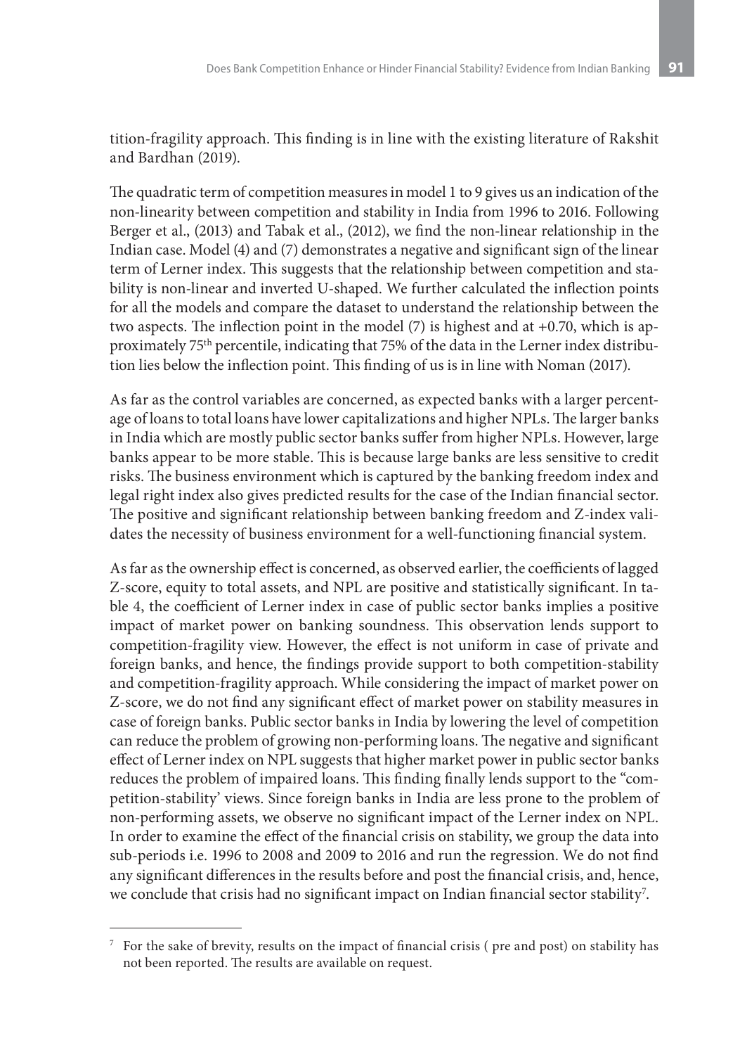tition-fragility approach. This finding is in line with the existing literature of Rakshit and Bardhan (2019).

The quadratic term of competition measures in model 1 to 9 gives us an indication of the non-linearity between competition and stability in India from 1996 to 2016. Following Berger et al., (2013) and Tabak et al., (2012), we find the non-linear relationship in the Indian case. Model (4) and (7) demonstrates a negative and significant sign of the linear term of Lerner index. This suggests that the relationship between competition and stability is non-linear and inverted U-shaped. We further calculated the inflection points for all the models and compare the dataset to understand the relationship between the two aspects. The inflection point in the model (7) is highest and at +0.70, which is approximately 75th percentile, indicating that 75% of the data in the Lerner index distribution lies below the inflection point. This finding of us is in line with Noman (2017).

As far as the control variables are concerned, as expected banks with a larger percentage of loans to total loans have lower capitalizations and higher NPLs. The larger banks in India which are mostly public sector banks suffer from higher NPLs. However, large banks appear to be more stable. This is because large banks are less sensitive to credit risks. The business environment which is captured by the banking freedom index and legal right index also gives predicted results for the case of the Indian financial sector. The positive and significant relationship between banking freedom and Z-index validates the necessity of business environment for a well-functioning financial system.

As far as the ownership effect is concerned, as observed earlier, the coefficients of lagged Z-score, equity to total assets, and NPL are positive and statistically significant. In table 4, the coefficient of Lerner index in case of public sector banks implies a positive impact of market power on banking soundness. This observation lends support to competition-fragility view. However, the effect is not uniform in case of private and foreign banks, and hence, the findings provide support to both competition-stability and competition-fragility approach. While considering the impact of market power on Z-score, we do not find any significant effect of market power on stability measures in case of foreign banks. Public sector banks in India by lowering the level of competition can reduce the problem of growing non-performing loans. The negative and significant effect of Lerner index on NPL suggests that higher market power in public sector banks reduces the problem of impaired loans. This finding finally lends support to the "competition-stability' views. Since foreign banks in India are less prone to the problem of non-performing assets, we observe no significant impact of the Lerner index on NPL. In order to examine the effect of the financial crisis on stability, we group the data into sub-periods i.e. 1996 to 2008 and 2009 to 2016 and run the regression. We do not find any significant differences in the results before and post the financial crisis, and, hence, we conclude that crisis had no significant impact on Indian financial sector stability[7].

[7] For the sake of brevity, results on the impact of financial crisis ( pre and post) on stability has not been reported. The results are available on request.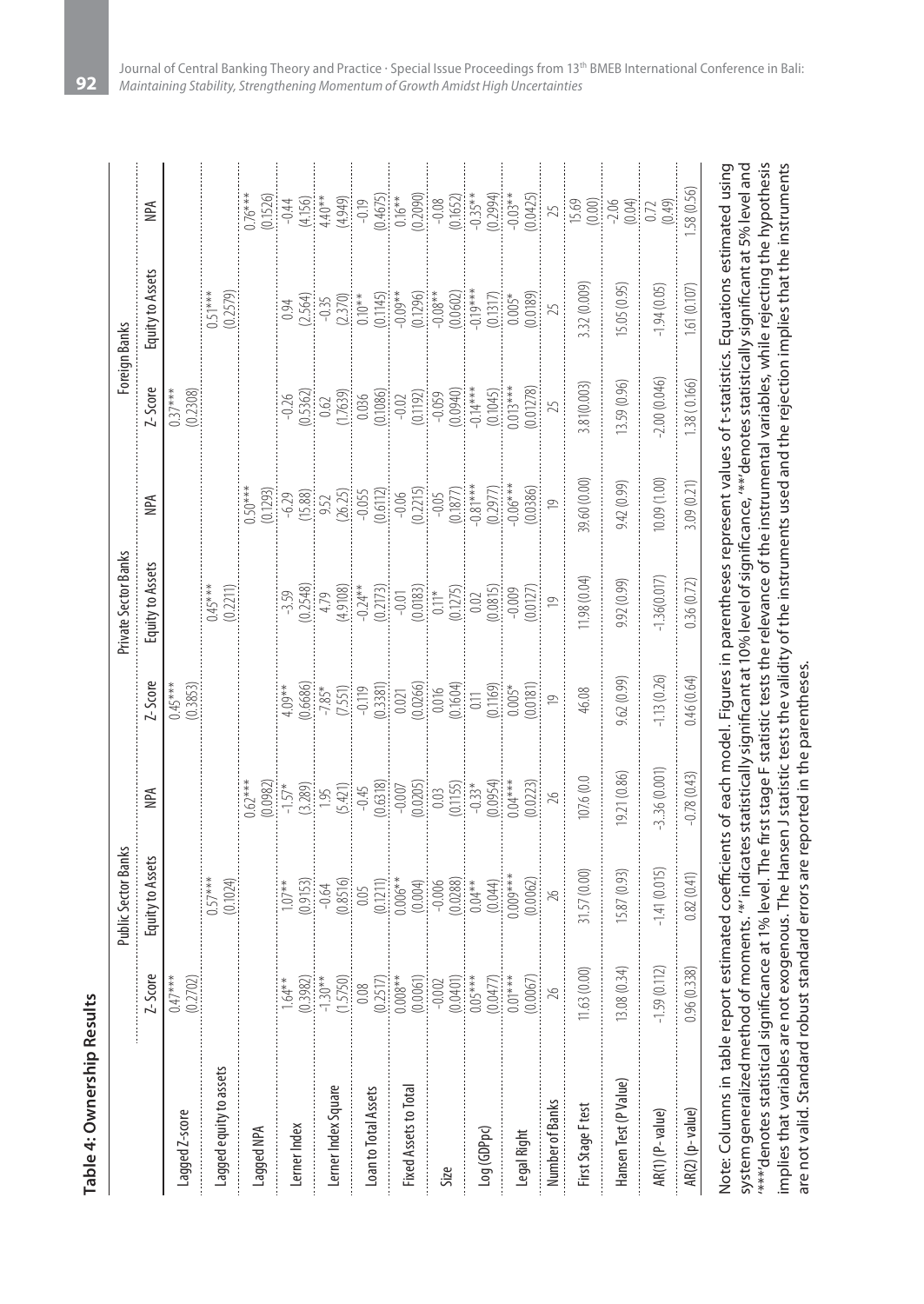**Table 4: Ownership Results**

| | Public Sector Banks | | | Private Sector Banks | | | Foreign Banks | | |
|---|---|---|---|---|---|---|---|---|---|
| | Z-Score | Equity to Assets | NPA | Z-Score | Equity to Assets | NPA | Z-Score | Equity to Assets | NPA |
| Lagged Z-score | 0.47*** (0.2702) | | | 0.45*** (0.3853) | | | 0.37*** (0.2308) | | |
| Lagged equity to assets | | 0.57*** (0.1024) | | | 0.45*** (0.2211) | | | 0.51*** (0.2579) | |
| Lagged NPA | | | 0.62*** (0.0982) | | | 0.50*** (0.1293) | | | 0.76*** (0.1526) |
| Lerner Index | 1.64** (0.3982) | 1.07** (0.9153) | -1.57* (3.289) | 4.09** (0.6686) | -3.59 (0.2548) | -6.29 (15.88) | -0.26 (0.5362) | 0.94 (2.564) | -0.44 (4.156) |
| Lerner Index Square | -1.30** (1.5750) | -0.64 (0.8516) | 1.95 (5.421) | -7.85* (7.551) | 4.79 (4.9108) | 9.52 (26.25) | 0.62 (1.7639) | -0.35 (2.370) | 4.40** (4.949) |
| Loan to Total Assets | 0.08 (0.2517) | 0.05 (0.1211) | -0.45 (0.6318) | -0.119 (0.3381) | -0.24** (0.2173) | -0.055 (0.6112) | 0.036 (0.1086) | 0.10** (0.1145) | -0.19 (0.4675) |
| Fixed Assets to Total | 0.008** (0.0061) | 0.006** (0.004) | -0.007 (0.0205) | 0.021 (0.0266) | -0.01 (0.0183) | -0.06 (0.2215) | -0.02 (0.1192) | -0.09** (0.1296) | 0.16** (0.2090) |
| Size | -0.002 (0.0401) | -0.006 (0.0288) | 0.03 (0.1155) | 0.016 (0.1604) | 0.11* (0.1275) | -0.05 (0.1877) | -0.059 (0.0940) | -0.08** (0.0602) | -0.08 (0.1652) |
| Log (GDPpc) | 0.05*** (0.0477) | 0.04** (0.044) | -0.33* (0.0954) | 0.11 (0.1169) | 0.02 (0.0815) | -0.81*** (0.2977) | -0.14*** (0.1045) | -0.19*** (0.1317) | -0.35** (0.2994) |
| Legal Right | 0.01*** (0.0067) | 0.009*** (0.0062) | 0.04*** (0.0223) | 0.005* (0.0181) | -0.009 (0.0127) | -0.06*** (0.0386) | 0.013*** (0.01278) | 0.005* (0.0189) | -0.03** (0.0425) |
| Number of Banks | 26 | 26 | 26 | 19 | 19 | 19 | 25 | 25 | 25 |
| First Stage F test | 11.63 (0.00) | 31.57 (0.00) | 10.76 (0.0 | 46.08 | 11.98 (0.04) | 39.60 (0.00) | 3.81(0.003) | 3.32 (0.009) | 15.69 (0.00) |
| Hansen Test (P Value) | 13.08 (0.34) | 15.87 (0.93) | 19.21 (0.86) | 9.62 (0.99) | 9.92 (0.99) | 9.42 (0.99) | 13.59 (0.96) | 15.05 (0.95) | -2.06 (0.04) |
| AR(1) (P- value) | -1.59 (0.112) | -1.41 (0.015) | -3.36 (0.001) | -1.13 (0.26) | -1.36(0.017) | 10.09 (1.00) | -2.00 (0.046) | -1.94 (0.05) | 0.72 (0.49) |
| AR(2) (p- value) | 0.96 (0.338) | 0.82 (0.41) | -0.78 (0.43) | 0.46 (0.64) | 0.36 (0.72) | 3.09 (0.21) | 1.38 ( 0.166) | 1.61 (0.107) | 1.58 (0.56) |

Note: Columns in table report estimated coefficients of each model. Figures in parentheses represent values of t-statistics. Equations estimated using system generalized method of moments. '*' indicates statistically significant at 10% level of significance, '**' denotes statistically significant at 5% level and '***' denotes statistical significance at 1% level. The first stage F statistic tests the relevance of the instrumental variables, while rejecting the hypothesis implies that variables are not exogenous. The Hansen J statistic tests the validity of the instruments used and the rejection implies that the instruments are not valid. Standard robust standard errors are reported in the parentheses.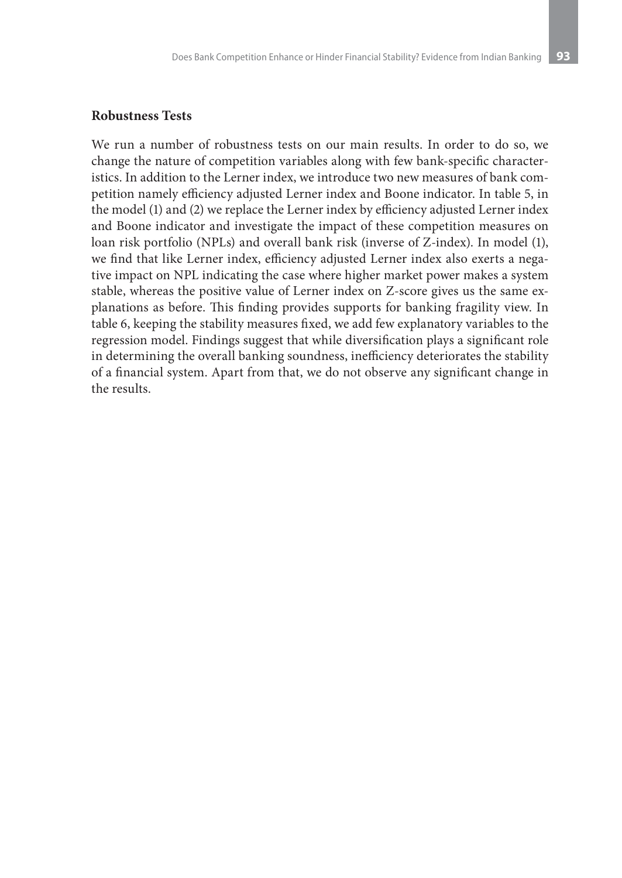**Robustness Tests**

We run a number of robustness tests on our main results. In order to do so, we change the nature of competition variables along with few bank-specific characteristics. In addition to the Lerner index, we introduce two new measures of bank competition namely efficiency adjusted Lerner index and Boone indicator. In table 5, in the model (1) and (2) we replace the Lerner index by efficiency adjusted Lerner index and Boone indicator and investigate the impact of these competition measures on loan risk portfolio (NPLs) and overall bank risk (inverse of Z-index). In model (1), we find that like Lerner index, efficiency adjusted Lerner index also exerts a negative impact on NPL indicating the case where higher market power makes a system stable, whereas the positive value of Lerner index on Z-score gives us the same explanations as before. This finding provides supports for banking fragility view. In table 6, keeping the stability measures fixed, we add few explanatory variables to the regression model. Findings suggest that while diversification plays a significant role in determining the overall banking soundness, inefficiency deteriorates the stability of a financial system. Apart from that, we do not observe any significant change in the results.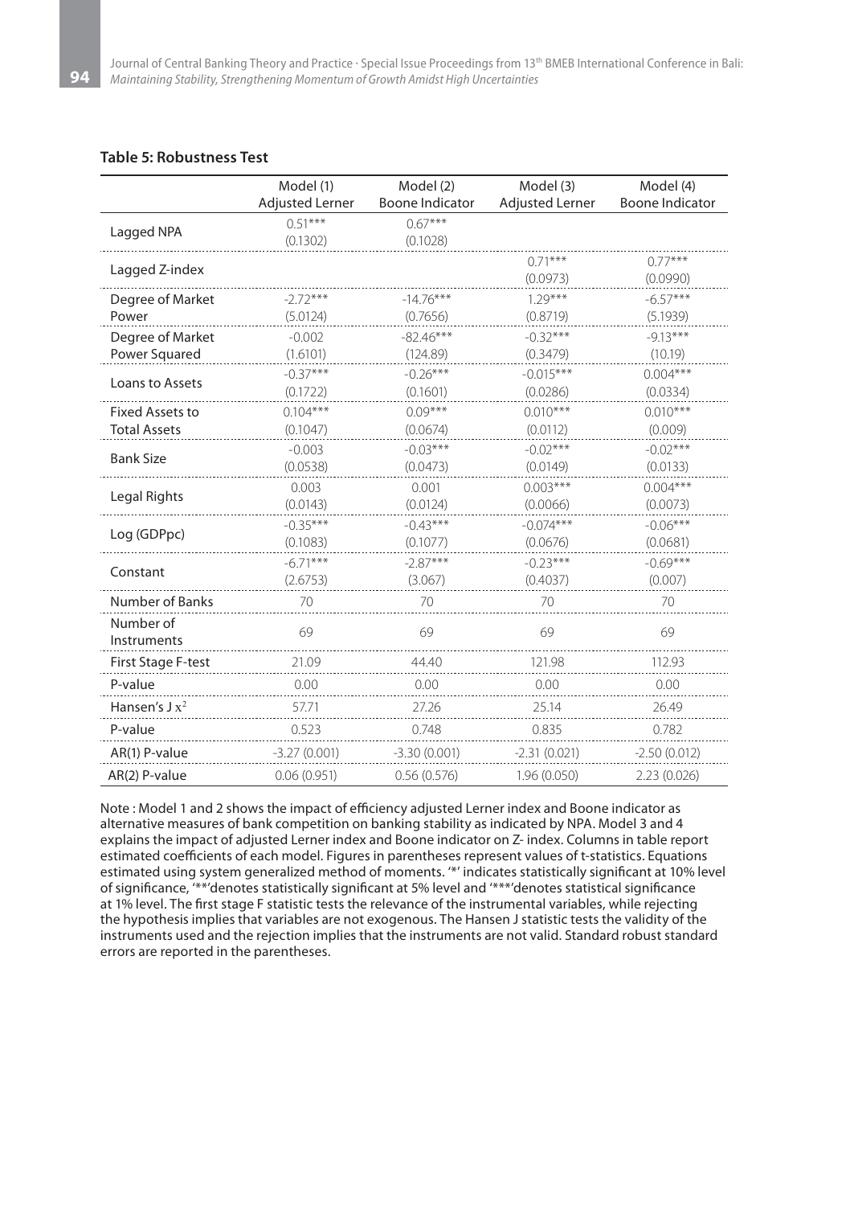**Table 5: Robustness Test**

| | Model (1) Adjusted Lerner | Model (2) Boone Indicator | Model (3) Adjusted Lerner | Model (4) Boone Indicator |
|---|---|---|---|---|
| Lagged NPA | 0.51*** (0.1302) | 0.67*** (0.1028) | | |
| Lagged Z-index | | | 0.71*** (0.0973) | 0.77*** (0.0990) |
| Degree of Market Power | -2.72*** (5.0124) | -14.76*** (0.7656) | 1.29*** (0.8719) | -6.57*** (5.1939) |
| Degree of Market Power Squared | -0.002 (1.6101) | -82.46*** (124.89) | -0.32*** (0.3479) | -9.13*** (10.19) |
| Loans to Assets | -0.37*** (0.1722) | -0.26*** (0.1601) | -0.015*** (0.0286) | 0.004*** (0.0334) |
| Fixed Assets to Total Assets | 0.104*** (0.1047) | 0.09*** (0.0674) | 0.010*** (0.0112) | 0.010*** (0.009) |
| Bank Size | -0.003 (0.0538) | -0.03*** (0.0473) | -0.02*** (0.0149) | -0.02*** (0.0133) |
| Legal Rights | 0.003 (0.0143) | 0.001 (0.0124) | 0.003*** (0.0066) | 0.004*** (0.0073) |
| Log (GDPpc) | -0.35*** (0.1083) | -0.43*** (0.1077) | -0.074*** (0.0676) | -0.06*** (0.0681) |
| Constant | -6.71*** (2.6753) | -2.87*** (3.067) | -0.23*** (0.4037) | -0.69*** (0.007) |
| Number of Banks | 70 | 70 | 70 | 70 |
| Number of Instruments | 69 | 69 | 69 | 69 |
| First Stage F-test | 21.09 | 44.40 | 121.98 | 112.93 |
| P-value | 0.00 | 0.00 | 0.00 | 0.00 |
| Hansen's J $x^2$ | 57.71 | 27.26 | 25.14 | 26.49 |
| P-value | 0.523 | 0.748 | 0.835 | 0.782 |
| AR(1) P-value | -3.27 (0.001) | -3.30 (0.001) | -2.31 (0.021) | -2.50 (0.012) |
| AR(2) P-value | 0.06 (0.951) | 0.56 (0.576) | 1.96 (0.050) | 2.23 (0.026) |

Note : Model 1 and 2 shows the impact of efficiency adjusted Lerner index and Boone indicator as alternative measures of bank competition on banking stability as indicated by NPA. Model 3 and 4 explains the impact of adjusted Lerner index and Boone indicator on Z- index. Columns in table report estimated coefficients of each model. Figures in parentheses represent values of t-statistics. Equations estimated using system generalized method of moments. '*' indicates statistically significant at 10% level of significance, '**'denotes statistically significant at 5% level and '***'denotes statistical significance at 1% level. The first stage F statistic tests the relevance of the instrumental variables, while rejecting the hypothesis implies that variables are not exogenous. The Hansen J statistic tests the validity of the instruments used and the rejection implies that the instruments are not valid. Standard robust standard errors are reported in the parentheses.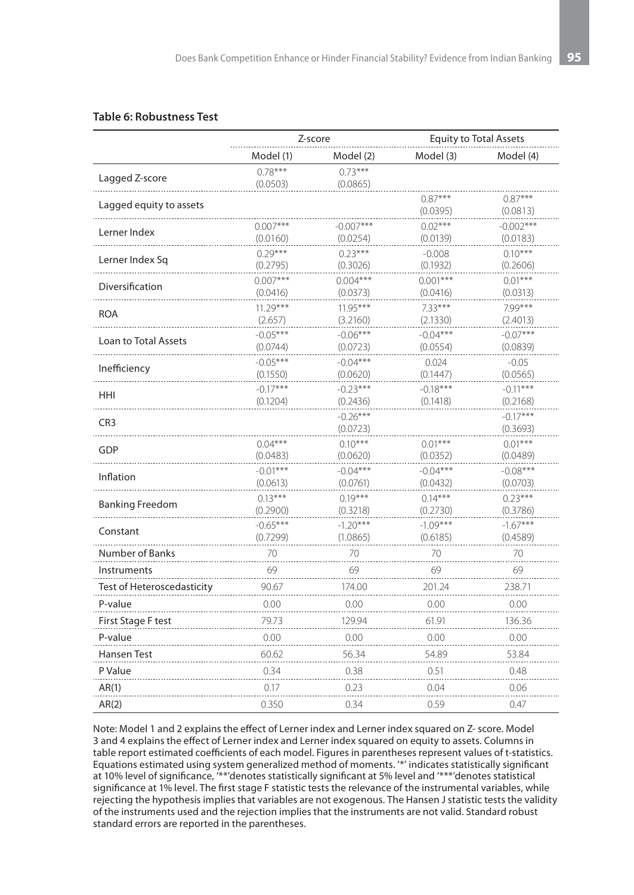**Table 6: Robustness Test**

| | Z-score | | Equity to Total Assets | |
|---|---|---|---|---|
| | Model (1) | Model (2) | Model (3) | Model (4) |
| Lagged Z-score | 0.78***<br>(0.0503) | 0.73***<br>(0.0865) | | |
| Lagged equity to assets | | | 0.87***<br>(0.0395) | 0.87***<br>(0.0813) |
| Lerner Index | 0.007***<br>(0.0160) | -0.007***<br>(0.0254) | 0.02***<br>(0.0139) | -0.002***<br>(0.0183) |
| Lerner Index Sq | 0.29***<br>(0.2795) | 0.23***<br>(0.3026) | -0.008<br>(0.1932) | 0.10***<br>(0.2606) |
| Diversification | 0.007***<br>(0.0416) | 0.004***<br>(0.0373) | 0.001***<br>(0.0416) | 0.01***<br>(0.0313) |
| ROA | 11.29***<br>(2.657) | 11.95***<br>(3.2160) | 7.33***<br>(2.1330) | 7.99***<br>(2.4013) |
| Loan to Total Assets | -0.05***<br>(0.0744) | -0.06***<br>(0.0723) | -0.04***<br>(0.0554) | -0.07***<br>(0.0839) |
| Inefficiency | -0.05***<br>(0.1550) | -0.04***<br>(0.0620) | 0.024<br>(0.1447) | -0.05<br>(0.0565) |
| HHI | -0.17***<br>(0.1204) | -0.23***<br>(0.2436) | -0.18***<br>(0.1418) | -0.11***<br>(0.2168) |
| CR3 | | -0.26***<br>(0.0723) | | -0.17***<br>(0.3693) |
| GDP | 0.04***<br>(0.0483) | 0.10***<br>(0.0620) | 0.01***<br>(0.0352) | 0.01***<br>(0.0489) |
| Inflation | -0.01***<br>(0.0613) | -0.04***<br>(0.0761) | -0.04***<br>(0.0432) | -0.08***<br>(0.0703) |
| Banking Freedom | 0.13***<br>(0.2900) | 0.19***<br>(0.3218) | 0.14***<br>(0.2730) | 0.23***<br>(0.3786) |
| Constant | -0.65***<br>(0.7299) | -1.20***<br>(1.0865) | -1.09***<br>(0.6185) | -1.67***<br>(0.4589) |
| Number of Banks | 70 | 70 | 70 | 70 |
| Instruments | 69 | 69 | 69 | 69 |
| Test of Heteroscedasticity | 90.67 | 174.00 | 201.24 | 238.71 |
| P-value | 0.00 | 0.00 | 0.00 | 0.00 |
| First Stage F test | 79.73 | 129.94 | 61.91 | 136.36 |
| P-value | 0.00 | 0.00 | 0.00 | 0.00 |
| Hansen Test | 60.62 | 56.34 | 54.89 | 53.84 |
| P Value | 0.34 | 0.38 | 0.51 | 0.48 |
| AR(1) | 0.17 | 0.23 | 0.04 | 0.06 |
| AR(2) | 0.350 | 0.34 | 0.59 | 0.47 |

Note: Model 1 and 2 explains the effect of Lerner index and Lerner index squared on Z- score. Model 3 and 4 explains the effect of Lerner index and Lerner index squared on equity to assets. Columns in table report estimated coefficients of each model. Figures in parentheses represent values of t-statistics. Equations estimated using system generalized method of moments. '*' indicates statistically significant at 10% level of significance, '**'denotes statistically significant at 5% level and '***'denotes statistical significance at 1% level. The first stage F statistic tests the relevance of the instrumental variables, while rejecting the hypothesis implies that variables are not exogenous. The Hansen J statistic tests the validity of the instruments used and the rejection implies that the instruments are not valid. Standard robust standard errors are reported in the parentheses.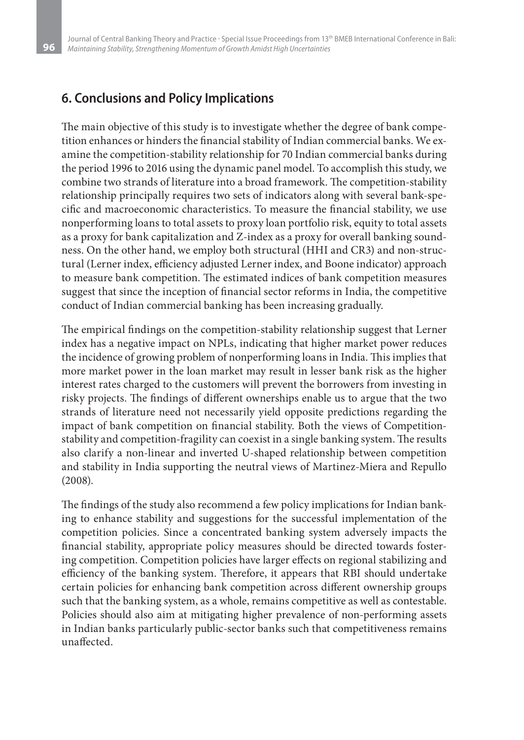## 6. Conclusions and Policy Implications

The main objective of this study is to investigate whether the degree of bank competition enhances or hinders the financial stability of Indian commercial banks. We examine the competition-stability relationship for 70 Indian commercial banks during the period 1996 to 2016 using the dynamic panel model. To accomplish this study, we combine two strands of literature into a broad framework. The competition-stability relationship principally requires two sets of indicators along with several bank-specific and macroeconomic characteristics. To measure the financial stability, we use nonperforming loans to total assets to proxy loan portfolio risk, equity to total assets as a proxy for bank capitalization and Z-index as a proxy for overall banking soundness. On the other hand, we employ both structural (HHI and CR3) and non-structural (Lerner index, efficiency adjusted Lerner index, and Boone indicator) approach to measure bank competition. The estimated indices of bank competition measures suggest that since the inception of financial sector reforms in India, the competitive conduct of Indian commercial banking has been increasing gradually.

The empirical findings on the competition-stability relationship suggest that Lerner index has a negative impact on NPLs, indicating that higher market power reduces the incidence of growing problem of nonperforming loans in India. This implies that more market power in the loan market may result in lesser bank risk as the higher interest rates charged to the customers will prevent the borrowers from investing in risky projects. The findings of different ownerships enable us to argue that the two strands of literature need not necessarily yield opposite predictions regarding the impact of bank competition on financial stability. Both the views of Competition-stability and competition-fragility can coexist in a single banking system. The results also clarify a non-linear and inverted U-shaped relationship between competition and stability in India supporting the neutral views of Martinez-Miera and Repullo (2008).

The findings of the study also recommend a few policy implications for Indian banking to enhance stability and suggestions for the successful implementation of the competition policies. Since a concentrated banking system adversely impacts the financial stability, appropriate policy measures should be directed towards fostering competition. Competition policies have larger effects on regional stabilizing and efficiency of the banking system. Therefore, it appears that RBI should undertake certain policies for enhancing bank competition across different ownership groups such that the banking system, as a whole, remains competitive as well as contestable. Policies should also aim at mitigating higher prevalence of non-performing assets in Indian banks particularly public-sector banks such that competitiveness remains unaffected.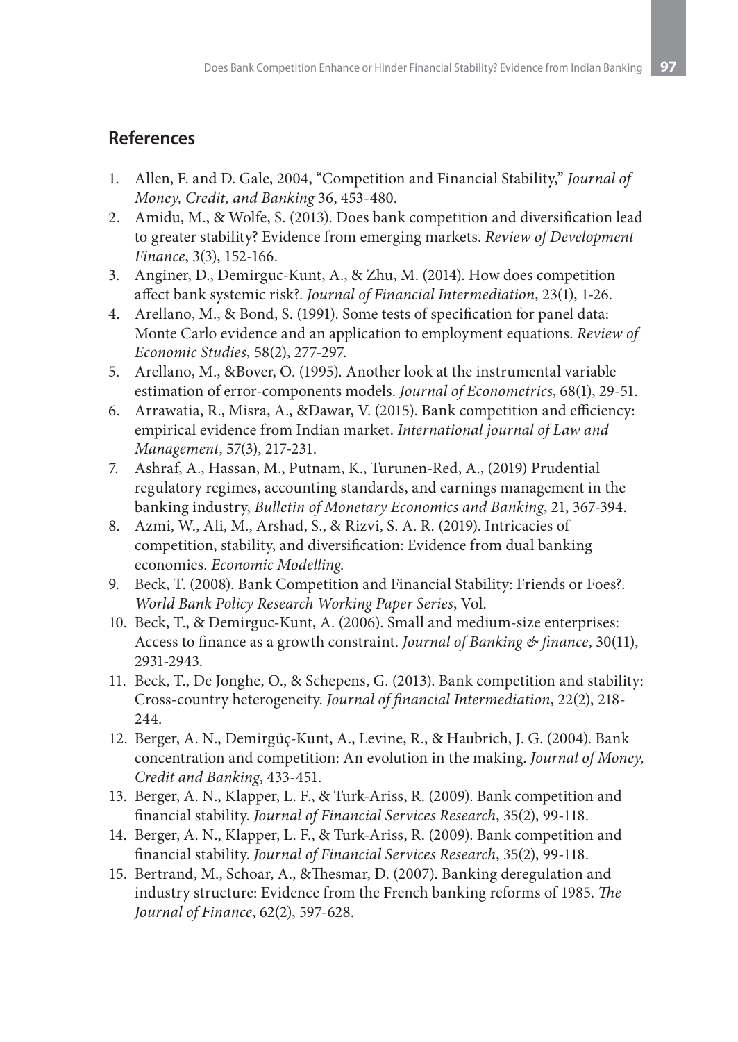## References

1. Allen, F. and D. Gale, 2004, "Competition and Financial Stability," *Journal of Money, Credit, and Banking* 36, 453-480.
2. Amidu, M., & Wolfe, S. (2013). Does bank competition and diversification lead to greater stability? Evidence from emerging markets. *Review of Development Finance*, 3(3), 152-166.
3. Anginer, D., Demirguc-Kunt, A., & Zhu, M. (2014). How does competition affect bank systemic risk?. *Journal of Financial Intermediation*, 23(1), 1-26.
4. Arellano, M., & Bond, S. (1991). Some tests of specification for panel data: Monte Carlo evidence and an application to employment equations. *Review of Economic Studies*, 58(2), 277-297.
5. Arellano, M., &Bover, O. (1995). Another look at the instrumental variable estimation of error-components models. *Journal of Econometrics*, 68(1), 29-51.
6. Arrawatia, R., Misra, A., &Dawar, V. (2015). Bank competition and efficiency: empirical evidence from Indian market. *International journal of Law and Management*, 57(3), 217-231.
7. Ashraf, A., Hassan, M., Putnam, K., Turunen-Red, A., (2019) Prudential regulatory regimes, accounting standards, and earnings management in the banking industry, *Bulletin of Monetary Economics and Banking*, 21, 367-394.
8. Azmi, W., Ali, M., Arshad, S., & Rizvi, S. A. R. (2019). Intricacies of competition, stability, and diversification: Evidence from dual banking economies. *Economic Modelling*.
9. Beck, T. (2008). Bank Competition and Financial Stability: Friends or Foes?. *World Bank Policy Research Working Paper Series*, Vol.
10. Beck, T., & Demirguc-Kunt, A. (2006). Small and medium-size enterprises: Access to finance as a growth constraint. *Journal of Banking & finance*, 30(11), 2931-2943.
11. Beck, T., De Jonghe, O., & Schepens, G. (2013). Bank competition and stability: Cross-country heterogeneity. *Journal of financial Intermediation*, 22(2), 218-244.
12. Berger, A. N., Demirgüç-Kunt, A., Levine, R., & Haubrich, J. G. (2004). Bank concentration and competition: An evolution in the making. *Journal of Money, Credit and Banking*, 433-451.
13. Berger, A. N., Klapper, L. F., & Turk-Ariss, R. (2009). Bank competition and financial stability. *Journal of Financial Services Research*, 35(2), 99-118.
14. Berger, A. N., Klapper, L. F., & Turk-Ariss, R. (2009). Bank competition and financial stability. *Journal of Financial Services Research*, 35(2), 99-118.
15. Bertrand, M., Schoar, A., &Thesmar, D. (2007). Banking deregulation and industry structure: Evidence from the French banking reforms of 1985. *The Journal of Finance*, 62(2), 597-628.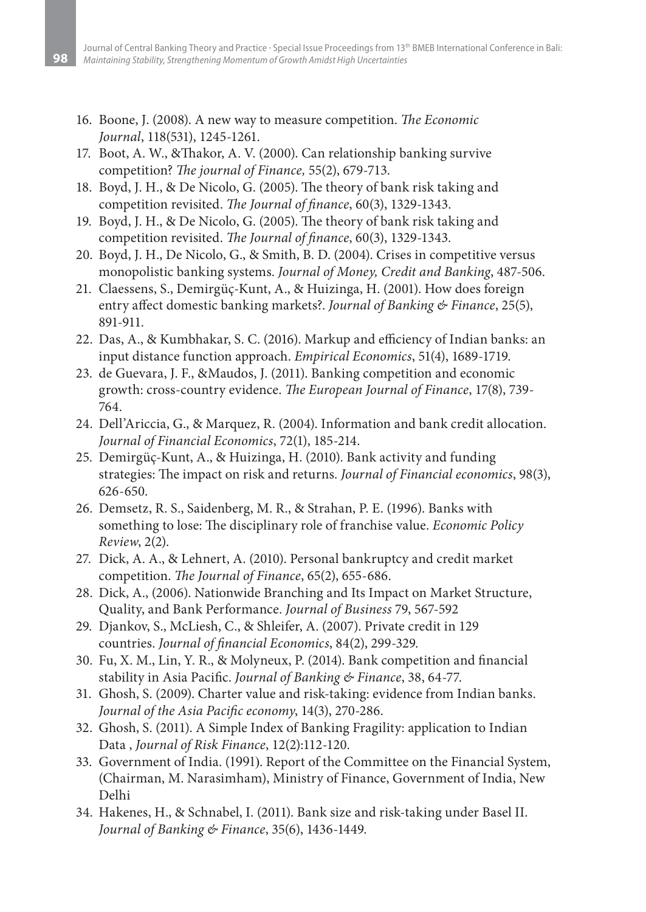16. Boone, J. (2008). A new way to measure competition. *The Economic Journal*, 118(531), 1245-1261.
17. Boot, A. W., &Thakor, A. V. (2000). Can relationship banking survive competition? *The journal of Finance,* 55(2), 679-713.
18. Boyd, J. H., & De Nicolo, G. (2005). The theory of bank risk taking and competition revisited. *The Journal of finance*, 60(3), 1329-1343.
19. Boyd, J. H., & De Nicolo, G. (2005). The theory of bank risk taking and competition revisited. *The Journal of finance*, 60(3), 1329-1343.
20. Boyd, J. H., De Nicolo, G., & Smith, B. D. (2004). Crises in competitive versus monopolistic banking systems. *Journal of Money, Credit and Banking*, 487-506.
21. Claessens, S., Demirgüç-Kunt, A., & Huizinga, H. (2001). How does foreign entry affect domestic banking markets?. *Journal of Banking & Finance*, 25(5), 891-911.
22. Das, A., & Kumbhakar, S. C. (2016). Markup and efficiency of Indian banks: an input distance function approach. *Empirical Economics*, 51(4), 1689-1719.
23. de Guevara, J. F., &Maudos, J. (2011). Banking competition and economic growth: cross-country evidence. *The European Journal of Finance*, 17(8), 739-764.
24. Dell'Ariccia, G., & Marquez, R. (2004). Information and bank credit allocation. *Journal of Financial Economics*, 72(1), 185-214.
25. Demirgüç-Kunt, A., & Huizinga, H. (2010). Bank activity and funding strategies: The impact on risk and returns. *Journal of Financial economics*, 98(3), 626-650.
26. Demsetz, R. S., Saidenberg, M. R., & Strahan, P. E. (1996). Banks with something to lose: The disciplinary role of franchise value. *Economic Policy Review*, 2(2).
27. Dick, A. A., & Lehnert, A. (2010). Personal bankruptcy and credit market competition. *The Journal of Finance*, 65(2), 655-686.
28. Dick, A., (2006). Nationwide Branching and Its Impact on Market Structure, Quality, and Bank Performance. *Journal of Business* 79, 567-592
29. Djankov, S., McLiesh, C., & Shleifer, A. (2007). Private credit in 129 countries. *Journal of financial Economics*, 84(2), 299-329.
30. Fu, X. M., Lin, Y. R., & Molyneux, P. (2014). Bank competition and financial stability in Asia Pacific. *Journal of Banking & Finance*, 38, 64-77.
31. Ghosh, S. (2009). Charter value and risk-taking: evidence from Indian banks. *Journal of the Asia Pacific economy*, 14(3), 270-286.
32. Ghosh, S. (2011). A Simple Index of Banking Fragility: application to Indian Data , *Journal of Risk Finance*, 12(2):112-120.
33. Government of India. (1991). Report of the Committee on the Financial System, (Chairman, M. Narasimham), Ministry of Finance, Government of India, New Delhi
34. Hakenes, H., & Schnabel, I. (2011). Bank size and risk-taking under Basel II. *Journal of Banking & Finance*, 35(6), 1436-1449.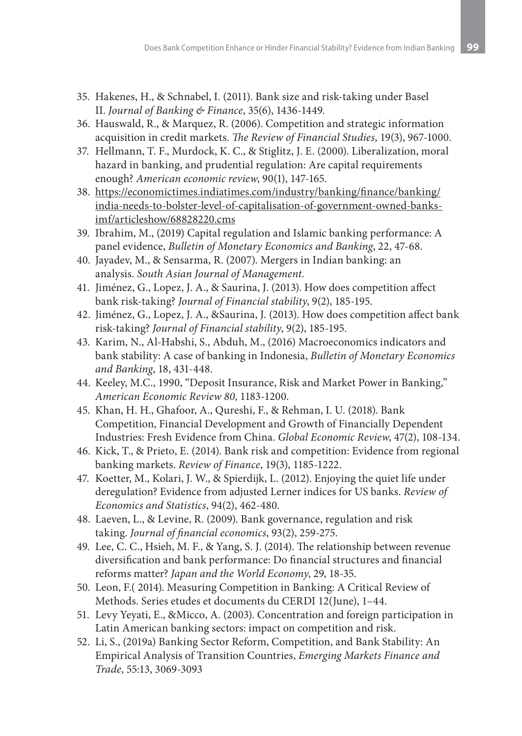35. Hakenes, H., & Schnabel, I. (2011). Bank size and risk-taking under Basel II. *Journal of Banking & Finance*, 35(6), 1436-1449.
36. Hauswald, R., & Marquez, R. (2006). Competition and strategic information acquisition in credit markets. *The Review of Financial Studies*, 19(3), 967-1000.
37. Hellmann, T. F., Murdock, K. C., & Stiglitz, J. E. (2000). Liberalization, moral hazard in banking, and prudential regulation: Are capital requirements enough? *American economic review*, 90(1), 147-165.
38. https://economictimes.indiatimes.com/industry/banking/finance/banking/india-needs-to-bolster-level-of-capitalisation-of-government-owned-banks-imf/articleshow/68828220.cms
39. Ibrahim, M., (2019) Capital regulation and Islamic banking performance: A panel evidence, *Bulletin of Monetary Economics and Banking*, 22, 47-68.
40. Jayadev, M., & Sensarma, R. (2007). Mergers in Indian banking: an analysis. *South Asian Journal of Management*.
41. Jiménez, G., Lopez, J. A., & Saurina, J. (2013). How does competition affect bank risk-taking? *Journal of Financial stability*, 9(2), 185-195.
42. Jiménez, G., Lopez, J. A., &Saurina, J. (2013). How does competition affect bank risk-taking? *Journal of Financial stability*, 9(2), 185-195.
43. Karim, N., Al-Habshi, S., Abduh, M., (2016) Macroeconomics indicators and bank stability: A case of banking in Indonesia, *Bulletin of Monetary Economics and Banking*, 18, 431-448.
44. Keeley, M.C., 1990, "Deposit Insurance, Risk and Market Power in Banking," *American Economic Review 80*, 1183-1200.
45. Khan, H. H., Ghafoor, A., Qureshi, F., & Rehman, I. U. (2018). Bank Competition, Financial Development and Growth of Financially Dependent Industries: Fresh Evidence from China. *Global Economic Review*, 47(2), 108-134.
46. Kick, T., & Prieto, E. (2014). Bank risk and competition: Evidence from regional banking markets. *Review of Finance*, 19(3), 1185-1222.
47. Koetter, M., Kolari, J. W., & Spierdijk, L. (2012). Enjoying the quiet life under deregulation? Evidence from adjusted Lerner indices for US banks. *Review of Economics and Statistics*, 94(2), 462-480.
48. Laeven, L., & Levine, R. (2009). Bank governance, regulation and risk taking. *Journal of financial economics*, 93(2), 259-275.
49. Lee, C. C., Hsieh, M. F., & Yang, S. J. (2014). The relationship between revenue diversification and bank performance: Do financial structures and financial reforms matter? *Japan and the World Economy*, 29, 18-35.
50. Leon, F.( 2014). Measuring Competition in Banking: A Critical Review of Methods. Series etudes et documents du CERDI 12(June), 1–44.
51. Levy Yeyati, E., &Micco, A. (2003). Concentration and foreign participation in Latin American banking sectors: impact on competition and risk.
52. Li, S., (2019a) Banking Sector Reform, Competition, and Bank Stability: An Empirical Analysis of Transition Countries, *Emerging Markets Finance and Trade*, 55:13, 3069-3093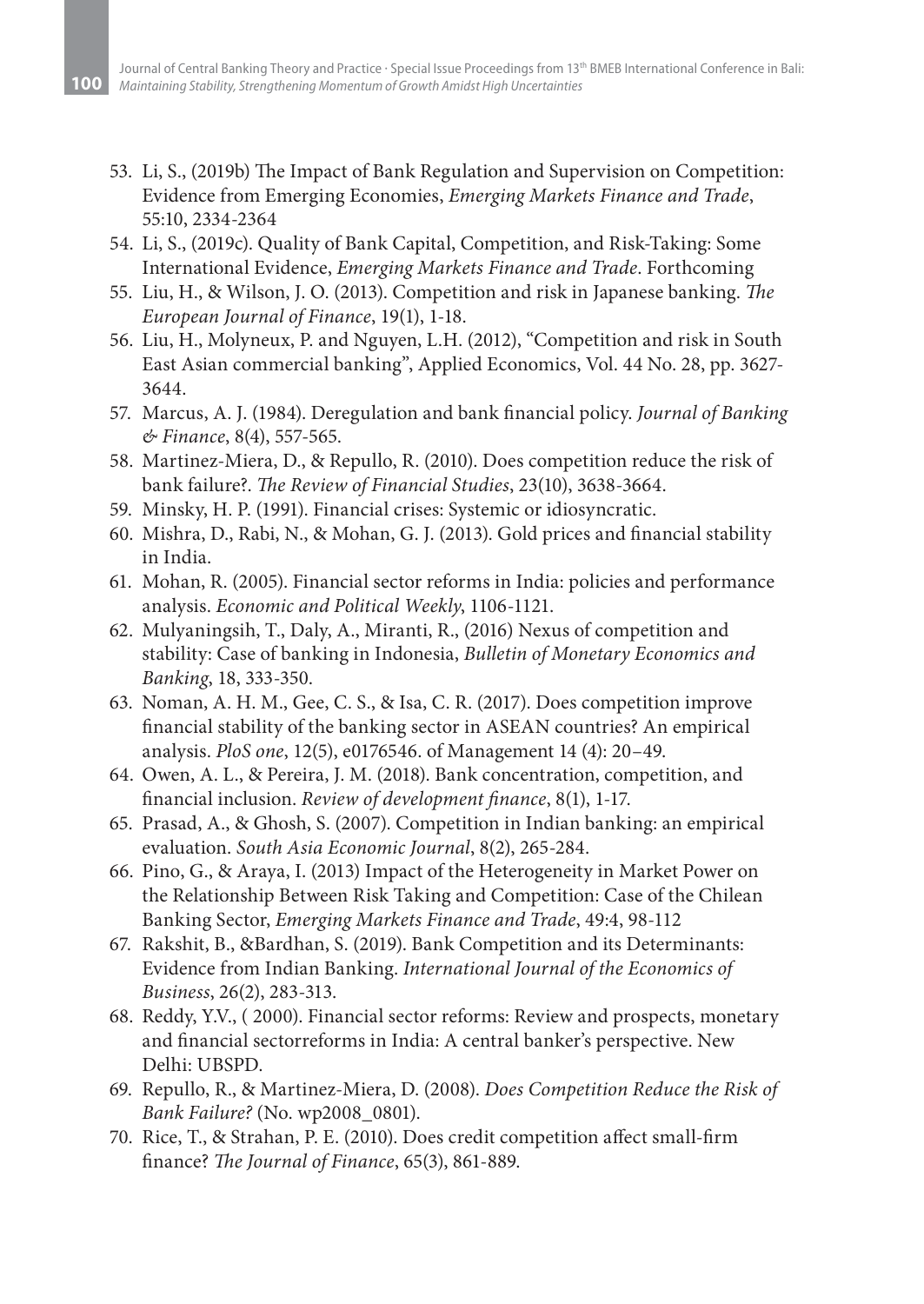53. Li, S., (2019b) The Impact of Bank Regulation and Supervision on Competition: Evidence from Emerging Economies, *Emerging Markets Finance and Trade*, 55:10, 2334-2364
54. Li, S., (2019c). Quality of Bank Capital, Competition, and Risk-Taking: Some International Evidence, *Emerging Markets Finance and Trade*. Forthcoming
55. Liu, H., & Wilson, J. O. (2013). Competition and risk in Japanese banking. *The European Journal of Finance*, 19(1), 1-18.
56. Liu, H., Molyneux, P. and Nguyen, L.H. (2012), "Competition and risk in South East Asian commercial banking", Applied Economics, Vol. 44 No. 28, pp. 3627-3644.
57. Marcus, A. J. (1984). Deregulation and bank financial policy. *Journal of Banking & Finance*, 8(4), 557-565.
58. Martinez-Miera, D., & Repullo, R. (2010). Does competition reduce the risk of bank failure?. *The Review of Financial Studies*, 23(10), 3638-3664.
59. Minsky, H. P. (1991). Financial crises: Systemic or idiosyncratic.
60. Mishra, D., Rabi, N., & Mohan, G. J. (2013). Gold prices and financial stability in India.
61. Mohan, R. (2005). Financial sector reforms in India: policies and performance analysis. *Economic and Political Weekly*, 1106-1121.
62. Mulyaningsih, T., Daly, A., Miranti, R., (2016) Nexus of competition and stability: Case of banking in Indonesia, *Bulletin of Monetary Economics and Banking*, 18, 333-350.
63. Noman, A. H. M., Gee, C. S., & Isa, C. R. (2017). Does competition improve financial stability of the banking sector in ASEAN countries? An empirical analysis. *PloS one*, 12(5), e0176546. of Management 14 (4): 20–49.
64. Owen, A. L., & Pereira, J. M. (2018). Bank concentration, competition, and financial inclusion. *Review of development finance*, 8(1), 1-17.
65. Prasad, A., & Ghosh, S. (2007). Competition in Indian banking: an empirical evaluation. *South Asia Economic Journal*, 8(2), 265-284.
66. Pino, G., & Araya, I. (2013) Impact of the Heterogeneity in Market Power on the Relationship Between Risk Taking and Competition: Case of the Chilean Banking Sector, *Emerging Markets Finance and Trade*, 49:4, 98-112
67. Rakshit, B., &Bardhan, S. (2019). Bank Competition and its Determinants: Evidence from Indian Banking. *International Journal of the Economics of Business*, 26(2), 283-313.
68. Reddy, Y.V., ( 2000). Financial sector reforms: Review and prospects, monetary and financial sectorreforms in India: A central banker's perspective. New Delhi: UBSPD.
69. Repullo, R., & Martinez-Miera, D. (2008). *Does Competition Reduce the Risk of Bank Failure?* (No. wp2008_0801).
70. Rice, T., & Strahan, P. E. (2010). Does credit competition affect small-firm finance? *The Journal of Finance*, 65(3), 861-889.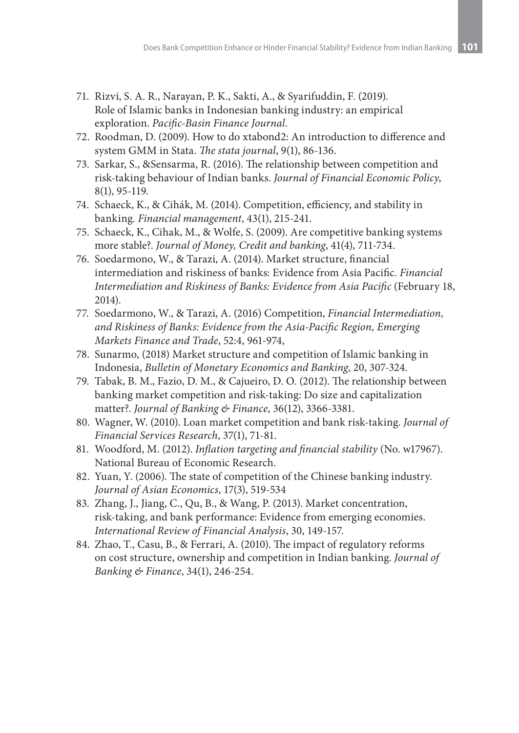71. Rizvi, S. A. R., Narayan, P. K., Sakti, A., & Syarifuddin, F. (2019). Role of Islamic banks in Indonesian banking industry: an empirical exploration. *Pacific-Basin Finance Journal*.
72. Roodman, D. (2009). How to do xtabond2: An introduction to difference and system GMM in Stata. *The stata journal*, 9(1), 86-136.
73. Sarkar, S., &Sensarma, R. (2016). The relationship between competition and risk-taking behaviour of Indian banks. *Journal of Financial Economic Policy*, 8(1), 95-119.
74. Schaeck, K., & Cihák, M. (2014). Competition, efficiency, and stability in banking. *Financial management*, 43(1), 215-241.
75. Schaeck, K., Cihak, M., & Wolfe, S. (2009). Are competitive banking systems more stable?. *Journal of Money, Credit and banking*, 41(4), 711-734.
76. Soedarmono, W., & Tarazi, A. (2014). Market structure, financial intermediation and riskiness of banks: Evidence from Asia Pacific. *Financial Intermediation and Riskiness of Banks: Evidence from Asia Pacific* (February 18, 2014).
77. Soedarmono, W., & Tarazi, A. (2016) Competition, *Financial Intermediation, and Riskiness of Banks: Evidence from the Asia-Pacific Region, Emerging Markets Finance and Trade*, 52:4, 961-974,
78. Sunarmo, (2018) Market structure and competition of Islamic banking in Indonesia, *Bulletin of Monetary Economics and Banking*, 20, 307-324.
79. Tabak, B. M., Fazio, D. M., & Cajueiro, D. O. (2012). The relationship between banking market competition and risk-taking: Do size and capitalization matter?. *Journal of Banking & Finance*, 36(12), 3366-3381.
80. Wagner, W. (2010). Loan market competition and bank risk-taking. *Journal of Financial Services Research*, 37(1), 71-81.
81. Woodford, M. (2012). *Inflation targeting and financial stability* (No. w17967). National Bureau of Economic Research.
82. Yuan, Y. (2006). The state of competition of the Chinese banking industry. *Journal of Asian Economics*, 17(3), 519-534
83. Zhang, J., Jiang, C., Qu, B., & Wang, P. (2013). Market concentration, risk-taking, and bank performance: Evidence from emerging economies. *International Review of Financial Analysis*, 30, 149-157.
84. Zhao, T., Casu, B., & Ferrari, A. (2010). The impact of regulatory reforms on cost structure, ownership and competition in Indian banking. *Journal of Banking & Finance*, 34(1), 246-254.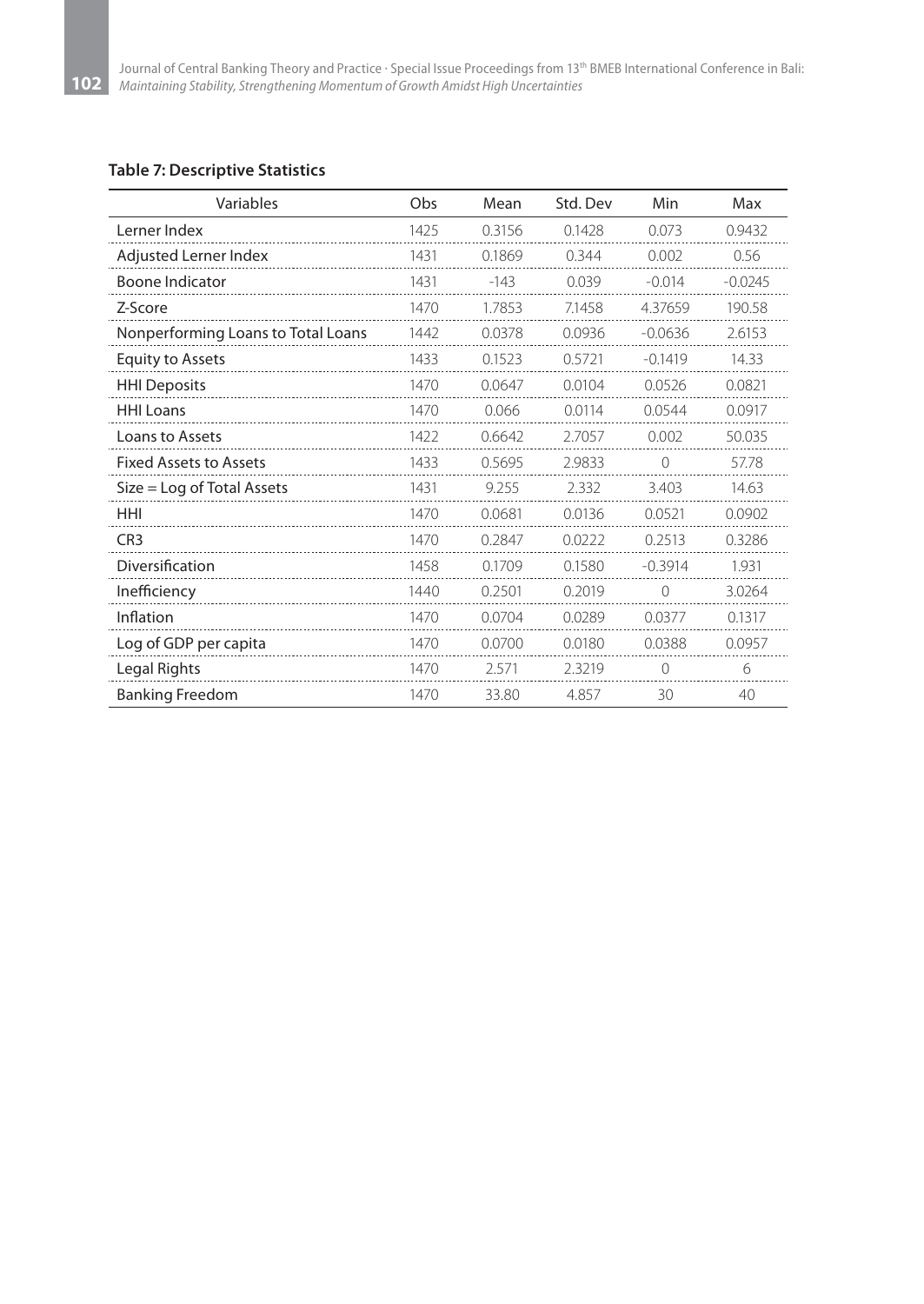**Table 7: Descriptive Statistics**

| Variables | Obs | Mean | Std. Dev | Min | Max |
|---|---|---|---|---|---|
| Lerner Index | 1425 | 0.3156 | 0.1428 | 0.073 | 0.9432 |
| Adjusted Lerner Index | 1431 | 0.1869 | 0.344 | 0.002 | 0.56 |
| Boone Indicator | 1431 | -143 | 0.039 | -0.014 | -0.0245 |
| Z-Score | 1470 | 1.7853 | 7.1458 | 4.37659 | 190.58 |
| Nonperforming Loans to Total Loans | 1442 | 0.0378 | 0.0936 | -0.0636 | 2.6153 |
| Equity to Assets | 1433 | 0.1523 | 0.5721 | -0.1419 | 14.33 |
| HHI Deposits | 1470 | 0.0647 | 0.0104 | 0.0526 | 0.0821 |
| HHI Loans | 1470 | 0.066 | 0.0114 | 0.0544 | 0.0917 |
| Loans to Assets | 1422 | 0.6642 | 2.7057 | 0.002 | 50.035 |
| Fixed Assets to Assets | 1433 | 0.5695 | 2.9833 | 0 | 57.78 |
| Size = Log of Total Assets | 1431 | 9.255 | 2.332 | 3.403 | 14.63 |
| HHI | 1470 | 0.0681 | 0.0136 | 0.0521 | 0.0902 |
| CR3 | 1470 | 0.2847 | 0.0222 | 0.2513 | 0.3286 |
| Diversification | 1458 | 0.1709 | 0.1580 | -0.3914 | 1.931 |
| Inefficiency | 1440 | 0.2501 | 0.2019 | 0 | 3.0264 |
| Inflation | 1470 | 0.0704 | 0.0289 | 0.0377 | 0.1317 |
| Log of GDP per capita | 1470 | 0.0700 | 0.0180 | 0.0388 | 0.0957 |
| Legal Rights | 1470 | 2.571 | 2.3219 | 0 | 6 |
| Banking Freedom | 1470 | 33.80 | 4.857 | 30 | 40 |